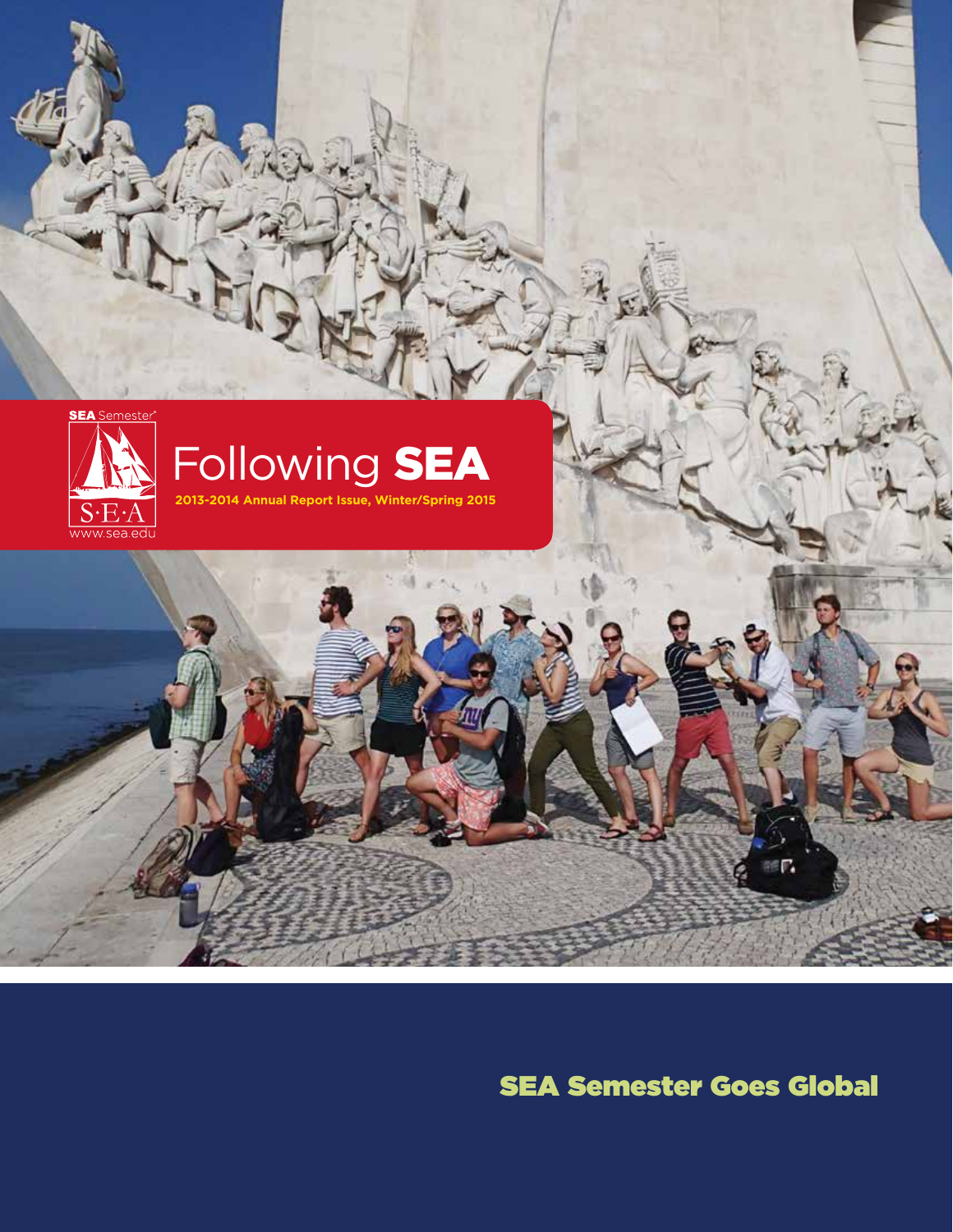SEA Semester®

S·E·A

www.sea.edu

# Following SEA

**2013-2014 Annual Report Issue, Winter/Spring 2015**

## SEA Semester Goes Global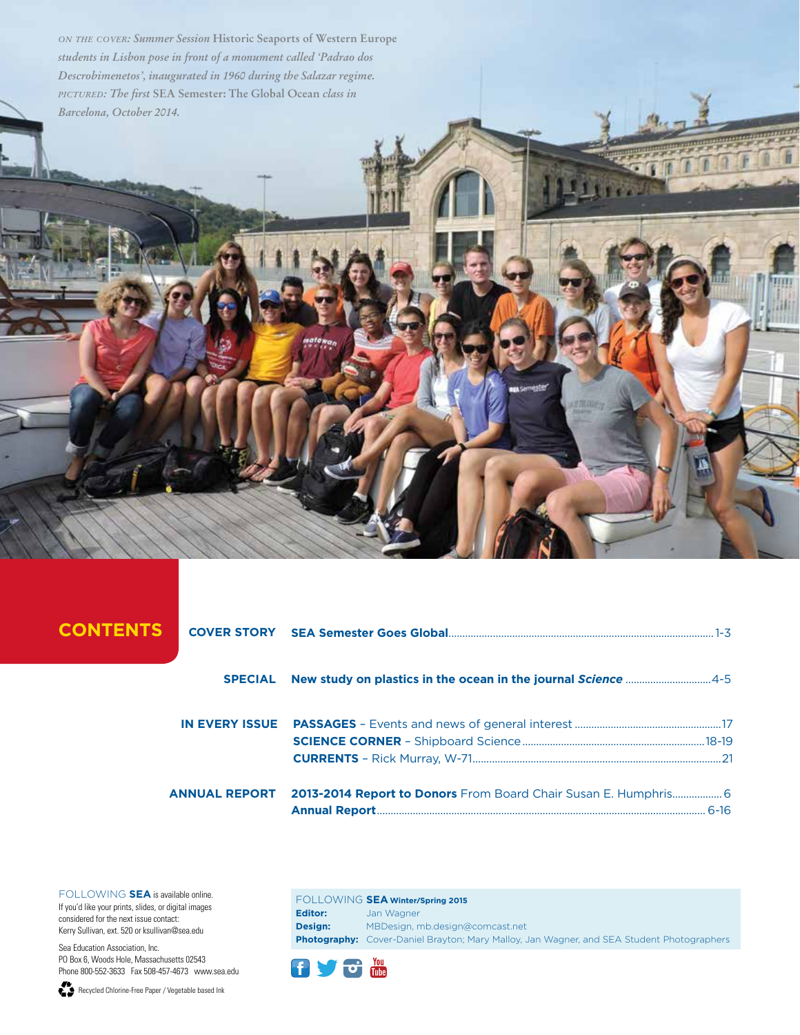*ON THE COVER: Summer Session* Historic Seaports of Western Europe *students in Lisbon pose in front of a monument called 'Padrao dos Descrobimenetos', inaugurated in 1960 during the Salazar regime.*
*PICTURED: The first* SEA Semester: The Global Ocean *class in Barcelona, October 2014.*

# CONTENTS

**COVER STORY** **SEA Semester Goes Global** .......... 1-3

**SPECIAL** **New study on plastics in the ocean in the journal *Science*** .......... 4-5

**IN EVERY ISSUE**
- **PASSAGES** – Events and news of general interest .......... 17
- **SCIENCE CORNER** – Shipboard Science .......... 18-19
- **CURRENTS** – Rick Murray, W-71 .......... 21

**ANNUAL REPORT**
- **2013-2014 Report to Donors** From Board Chair Susan E. Humphris .......... 6
- **Annual Report** .......... 6-16

FOLLOWING **SEA** is available online.
If you'd like your prints, slides, or digital images considered for the next issue contact:
Kerry Sullivan, ext. 520 or ksullivan@sea.edu

Sea Education Association, Inc.
PO Box 6, Woods Hole, Massachusetts 02543
Phone 800-552-3633 Fax 508-457-4673 www.sea.edu

Recycled Chlorine-Free Paper / Vegetable based Ink

FOLLOWING **SEA** **Winter/Spring 2015**
**Editor:** Jan Wagner
**Design:** MBDesign, mb.design@comcast.net
**Photography:** Cover-Daniel Brayton; Mary Malloy, Jan Wagner, and SEA Student Photographers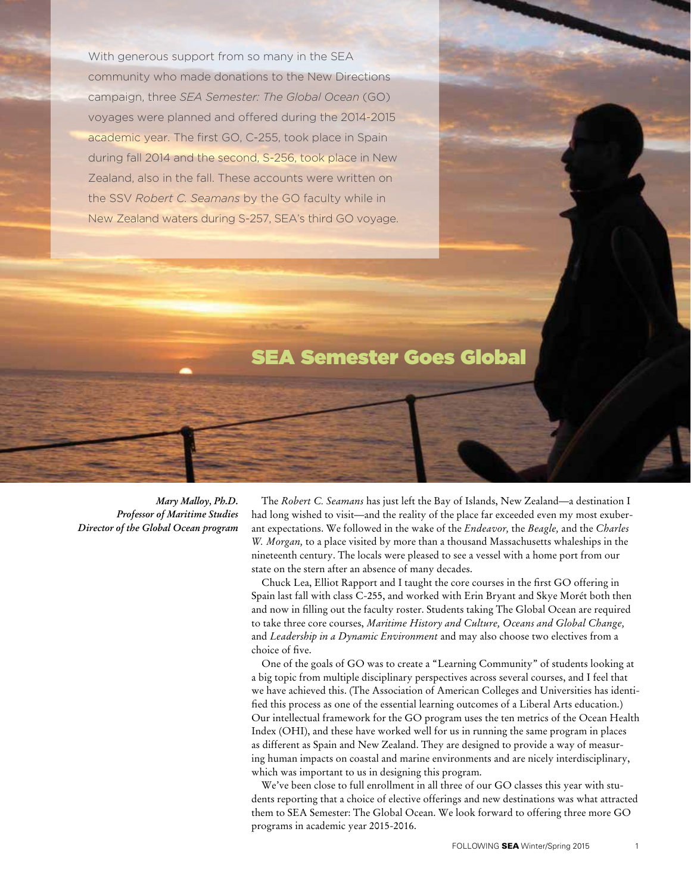With generous support from so many in the SEA community who made donations to the New Directions campaign, three *SEA Semester: The Global Ocean* (GO) voyages were planned and offered during the 2014-2015 academic year. The first GO, C-255, took place in Spain during fall 2014 and the second, S-256, took place in New Zealand, also in the fall. These accounts were written on the SSV *Robert C. Seamans* by the GO faculty while in New Zealand waters during S-257, SEA's third GO voyage.

# SEA Semester Goes Global

***Mary Malloy, Ph.D.***
***Professor of Maritime Studies***
***Director of the Global Ocean program***

The *Robert C. Seamans* has just left the Bay of Islands, New Zealand—a destination I had long wished to visit—and the reality of the place far exceeded even my most exuberant expectations. We followed in the wake of the *Endeavor,* the *Beagle,* and the *Charles W. Morgan,* to a place visited by more than a thousand Massachusetts whaleships in the nineteenth century. The locals were pleased to see a vessel with a home port from our state on the stern after an absence of many decades.

Chuck Lea, Elliot Rapport and I taught the core courses in the first GO offering in Spain last fall with class C-255, and worked with Erin Bryant and Skye Morét both then and now in filling out the faculty roster. Students taking The Global Ocean are required to take three core courses, *Maritime History and Culture, Oceans and Global Change,* and *Leadership in a Dynamic Environment* and may also choose two electives from a choice of five.

One of the goals of GO was to create a "Learning Community" of students looking at a big topic from multiple disciplinary perspectives across several courses, and I feel that we have achieved this. (The Association of American Colleges and Universities has identified this process as one of the essential learning outcomes of a Liberal Arts education.) Our intellectual framework for the GO program uses the ten metrics of the Ocean Health Index (OHI), and these have worked well for us in running the same program in places as different as Spain and New Zealand. They are designed to provide a way of measuring human impacts on coastal and marine environments and are nicely interdisciplinary, which was important to us in designing this program.

We've been close to full enrollment in all three of our GO classes this year with students reporting that a choice of elective offerings and new destinations was what attracted them to SEA Semester: The Global Ocean. We look forward to offering three more GO programs in academic year 2015-2016.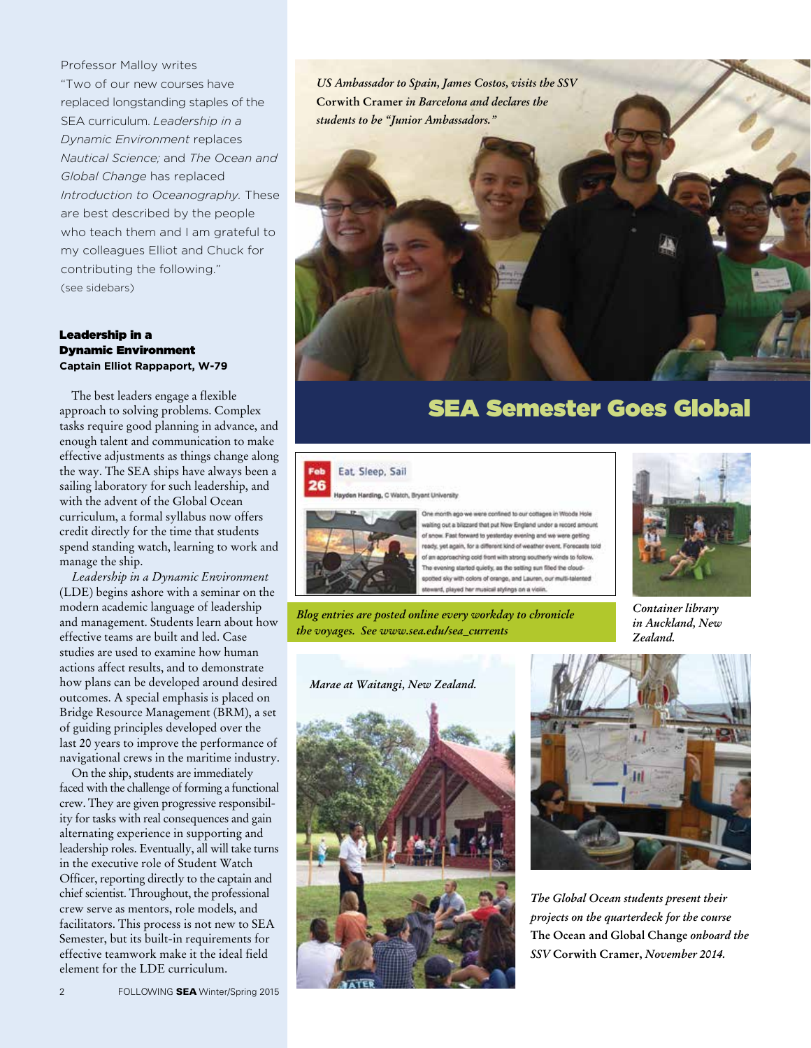Professor Malloy writes "Two of our new courses have replaced longstanding staples of the SEA curriculum. *Leadership in a Dynamic Environment* replaces *Nautical Science;* and *The Ocean and Global Change* has replaced *Introduction to Oceanography.* These are best described by the people who teach them and I am grateful to my colleagues Elliot and Chuck for contributing the following." (see sidebars)

### Leadership in a Dynamic Environment

**Captain Elliot Rappaport, W-79**

The best leaders engage a flexible approach to solving problems. Complex tasks require good planning in advance, and enough talent and communication to make effective adjustments as things change along the way. The SEA ships have always been a sailing laboratory for such leadership, and with the advent of the Global Ocean curriculum, a formal syllabus now offers credit directly for the time that students spend standing watch, learning to work and manage the ship.

*Leadership in a Dynamic Environment* (LDE) begins ashore with a seminar on the modern academic language of leadership and management. Students learn about how effective teams are built and led. Case studies are used to examine how human actions affect results, and to demonstrate how plans can be developed around desired outcomes. A special emphasis is placed on Bridge Resource Management (BRM), a set of guiding principles developed over the last 20 years to improve the performance of navigational crews in the maritime industry.

On the ship, students are immediately faced with the challenge of forming a functional crew. They are given progressive responsibility for tasks with real consequences and gain alternating experience in supporting and leadership roles. Eventually, all will take turns in the executive role of Student Watch Officer, reporting directly to the captain and chief scientist. Throughout, the professional crew serve as mentors, role models, and facilitators. This process is not new to SEA Semester, but its built-in requirements for effective teamwork make it the ideal field element for the LDE curriculum.

*US Ambassador to Spain, James Costos, visits the SSV* **Corwith Cramer** *in Barcelona and declares the students to be "Junior Ambassadors."*

## SEA Semester Goes Global

Feb 26 — Eat, Sleep, Sail

Hayden Harding, C Watch, Bryant University

One month ago we were confined to our cottages in Woods Hole waiting out a blizzard that put New England under a record amount of snow. Fast forward to yesterday evening and we were getting ready, yet again, for a different kind of weather event. Forecasts told of an approaching cold front with strong southerly winds to follow. The evening started quietly, as the setting sun filled the cloud-spotted sky with colors of orange, and Lauren, our multi-talented steward, played her musical stylings on a violin.

*Blog entries are posted online every workday to chronicle the voyages. See www.sea.edu/sea_currents*

*Container library in Auckland, New Zealand.*

*Marae at Waitangi, New Zealand.*

*The Global Ocean students present their projects on the quarterdeck for the course* **The Ocean and Global Change** *onboard the SSV* **Corwith Cramer**, *November 2014.*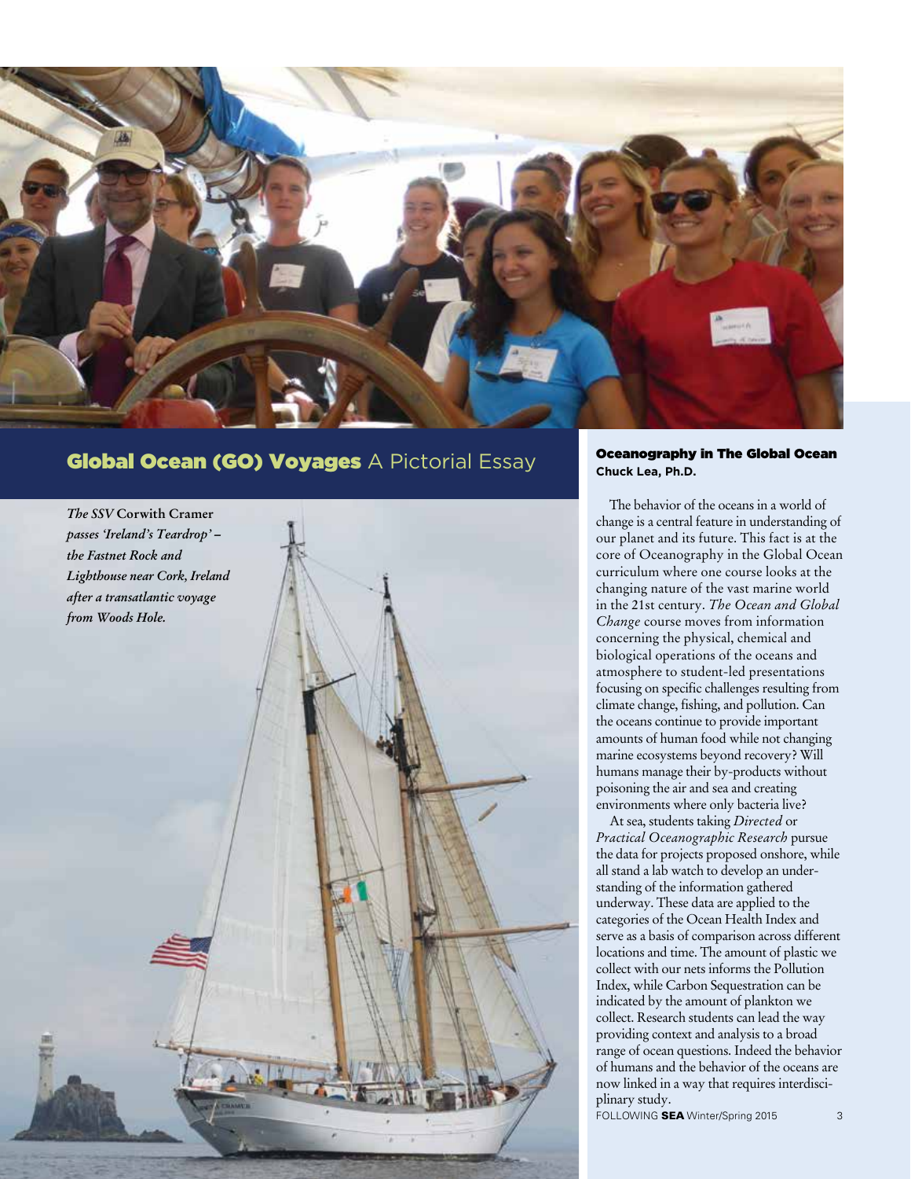## Global Ocean (GO) Voyages A Pictorial Essay

*The SSV* **Corwith Cramer** *passes 'Ireland's Teardrop' – the Fastnet Rock and Lighthouse near Cork, Ireland after a transatlantic voyage from Woods Hole.*

### Oceanography in The Global Ocean

**Chuck Lea, Ph.D.**

The behavior of the oceans in a world of change is a central feature in understanding of our planet and its future. This fact is at the core of Oceanography in the Global Ocean curriculum where one course looks at the changing nature of the vast marine world in the 21st century. *The Ocean and Global Change* course moves from information concerning the physical, chemical and biological operations of the oceans and atmosphere to student-led presentations focusing on specific challenges resulting from climate change, fishing, and pollution. Can the oceans continue to provide important amounts of human food while not changing marine ecosystems beyond recovery? Will humans manage their by-products without poisoning the air and sea and creating environments where only bacteria live?

At sea, students taking *Directed* or *Practical Oceanographic Research* pursue the data for projects proposed onshore, while all stand a lab watch to develop an understanding of the information gathered underway. These data are applied to the categories of the Ocean Health Index and serve as a basis of comparison across different locations and time. The amount of plastic we collect with our nets informs the Pollution Index, while Carbon Sequestration can be indicated by the amount of plankton we collect. Research students can lead the way providing context and analysis to a broad range of ocean questions. Indeed the behavior of humans and the behavior of the oceans are now linked in a way that requires interdisciplinary study.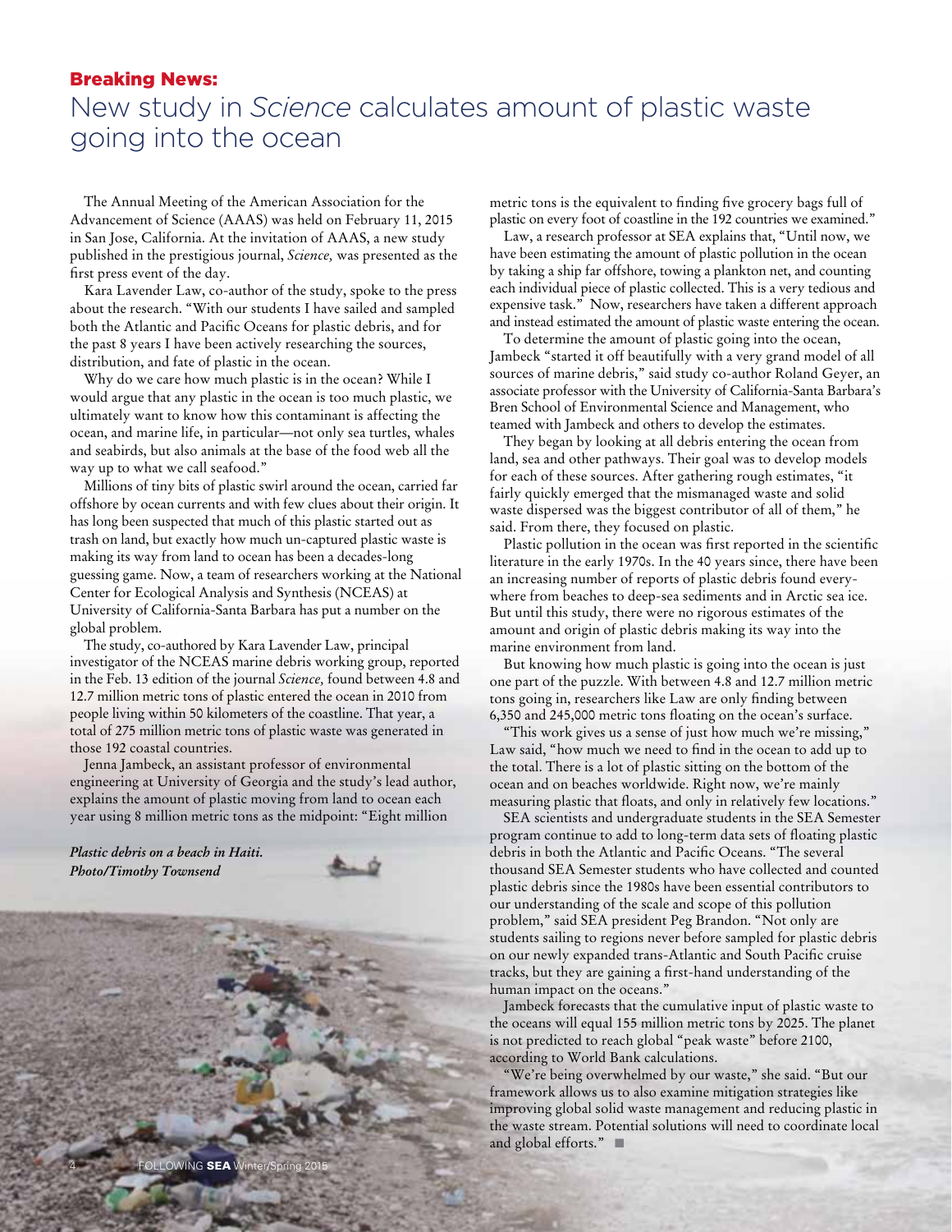**Breaking News:**

# New study in *Science* calculates amount of plastic waste going into the ocean

The Annual Meeting of the American Association for the Advancement of Science (AAAS) was held on February 11, 2015 in San Jose, California. At the invitation of AAAS, a new study published in the prestigious journal, *Science,* was presented as the first press event of the day.

Kara Lavender Law, co-author of the study, spoke to the press about the research. "With our students I have sailed and sampled both the Atlantic and Pacific Oceans for plastic debris, and for the past 8 years I have been actively researching the sources, distribution, and fate of plastic in the ocean.

Why do we care how much plastic is in the ocean? While I would argue that any plastic in the ocean is too much plastic, we ultimately want to know how this contaminant is affecting the ocean, and marine life, in particular—not only sea turtles, whales and seabirds, but also animals at the base of the food web all the way up to what we call seafood."

Millions of tiny bits of plastic swirl around the ocean, carried far offshore by ocean currents and with few clues about their origin. It has long been suspected that much of this plastic started out as trash on land, but exactly how much un-captured plastic waste is making its way from land to ocean has been a decades-long guessing game. Now, a team of researchers working at the National Center for Ecological Analysis and Synthesis (NCEAS) at University of California-Santa Barbara has put a number on the global problem.

The study, co-authored by Kara Lavender Law, principal investigator of the NCEAS marine debris working group, reported in the Feb. 13 edition of the journal *Science,* found between 4.8 and 12.7 million metric tons of plastic entered the ocean in 2010 from people living within 50 kilometers of the coastline. That year, a total of 275 million metric tons of plastic waste was generated in those 192 coastal countries.

Jenna Jambeck, an assistant professor of environmental engineering at University of Georgia and the study's lead author, explains the amount of plastic moving from land to ocean each year using 8 million metric tons as the midpoint: "Eight million metric tons is the equivalent to finding five grocery bags full of plastic on every foot of coastline in the 192 countries we examined."

*Plastic debris on a beach in Haiti. Photo/Timothy Townsend*

Law, a research professor at SEA explains that, "Until now, we have been estimating the amount of plastic pollution in the ocean by taking a ship far offshore, towing a plankton net, and counting each individual piece of plastic collected. This is a very tedious and expensive task." Now, researchers have taken a different approach and instead estimated the amount of plastic waste entering the ocean.

To determine the amount of plastic going into the ocean, Jambeck "started it off beautifully with a very grand model of all sources of marine debris," said study co-author Roland Geyer, an associate professor with the University of California-Santa Barbara's Bren School of Environmental Science and Management, who teamed with Jambeck and others to develop the estimates.

They began by looking at all debris entering the ocean from land, sea and other pathways. Their goal was to develop models for each of these sources. After gathering rough estimates, "it fairly quickly emerged that the mismanaged waste and solid waste dispersed was the biggest contributor of all of them," he said. From there, they focused on plastic.

Plastic pollution in the ocean was first reported in the scientific literature in the early 1970s. In the 40 years since, there have been an increasing number of reports of plastic debris found everywhere from beaches to deep-sea sediments and in Arctic sea ice. But until this study, there were no rigorous estimates of the amount and origin of plastic debris making its way into the marine environment from land.

But knowing how much plastic is going into the ocean is just one part of the puzzle. With between 4.8 and 12.7 million metric tons going in, researchers like Law are only finding between 6,350 and 245,000 metric tons floating on the ocean's surface.

"This work gives us a sense of just how much we're missing," Law said, "how much we need to find in the ocean to add up to the total. There is a lot of plastic sitting on the bottom of the ocean and on beaches worldwide. Right now, we're mainly measuring plastic that floats, and only in relatively few locations."

SEA scientists and undergraduate students in the SEA Semester program continue to add to long-term data sets of floating plastic debris in both the Atlantic and Pacific Oceans. "The several thousand SEA Semester students who have collected and counted plastic debris since the 1980s have been essential contributors to our understanding of the scale and scope of this pollution problem," said SEA president Peg Brandon. "Not only are students sailing to regions never before sampled for plastic debris on our newly expanded trans-Atlantic and South Pacific cruise tracks, but they are gaining a first-hand understanding of the human impact on the oceans."

Jambeck forecasts that the cumulative input of plastic waste to the oceans will equal 155 million metric tons by 2025. The planet is not predicted to reach global "peak waste" before 2100, according to World Bank calculations.

"We're being overwhelmed by our waste," she said. "But our framework allows us to also examine mitigation strategies like improving global solid waste management and reducing plastic in the waste stream. Potential solutions will need to coordinate local and global efforts." ■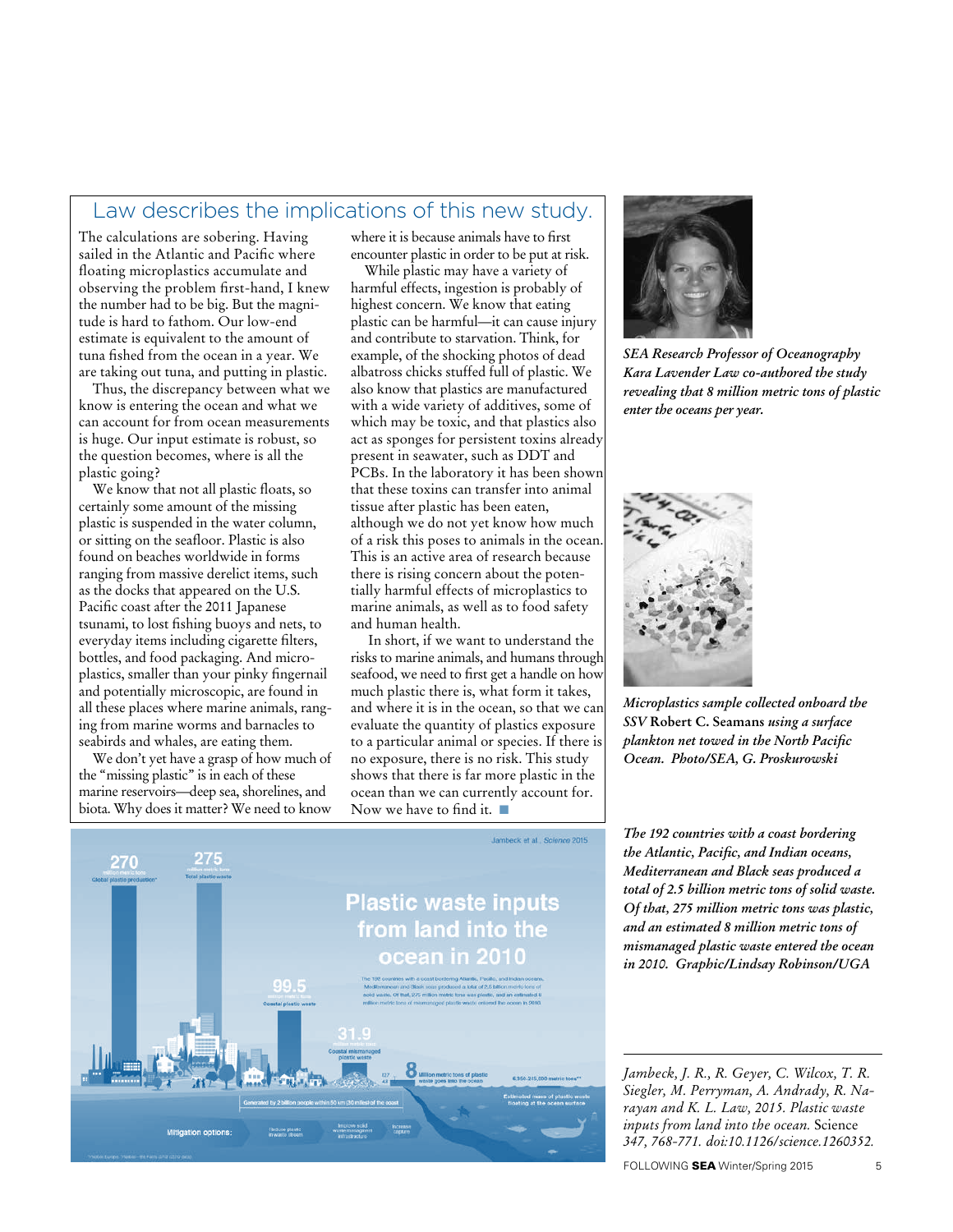## Law describes the implications of this new study.

The calculations are sobering. Having sailed in the Atlantic and Pacific where floating microplastics accumulate and observing the problem first-hand, I knew the number had to be big. But the magnitude is hard to fathom. Our low-end estimate is equivalent to the amount of tuna fished from the ocean in a year. We are taking out tuna, and putting in plastic.

Thus, the discrepancy between what we know is entering the ocean and what we can account for from ocean measurements is huge. Our input estimate is robust, so the question becomes, where is all the plastic going?

We know that not all plastic floats, so certainly some amount of the missing plastic is suspended in the water column, or sitting on the seafloor. Plastic is also found on beaches worldwide in forms ranging from massive derelict items, such as the docks that appeared on the U.S. Pacific coast after the 2011 Japanese tsunami, to lost fishing buoys and nets, to everyday items including cigarette filters, bottles, and food packaging. And microplastics, smaller than your pinky fingernail and potentially microscopic, are found in all these places where marine animals, ranging from marine worms and barnacles to seabirds and whales, are eating them.

We don't yet have a grasp of how much of the "missing plastic" is in each of these marine reservoirs—deep sea, shorelines, and biota. Why does it matter? We need to know where it is because animals have to first encounter plastic in order to be put at risk.

While plastic may have a variety of harmful effects, ingestion is probably of highest concern. We know that eating plastic can be harmful—it can cause injury and contribute to starvation. Think, for example, of the shocking photos of dead albatross chicks stuffed full of plastic. We also know that plastics are manufactured with a wide variety of additives, some of which may be toxic, and that plastics also act as sponges for persistent toxins already present in seawater, such as DDT and PCBs. In the laboratory it has been shown that these toxins can transfer into animal tissue after plastic has been eaten, although we do not yet know how much of a risk this poses to animals in the ocean. This is an active area of research because there is rising concern about the potentially harmful effects of microplastics to marine animals, as well as to food safety and human health.

In short, if we want to understand the risks to marine animals, and humans through seafood, we need to first get a handle on how much plastic there is, what form it takes, and where it is in the ocean, so that we can evaluate the quantity of plastics exposure to a particular animal or species. If there is no exposure, there is no risk. This study shows that there is far more plastic in the ocean than we can currently account for. Now we have to find it. ■

*SEA Research Professor of Oceanography Kara Lavender Law co-authored the study revealing that 8 million metric tons of plastic enter the oceans per year.*

*Microplastics sample collected onboard the SSV* **Robert C. Seamans** *using a surface plankton net towed in the North Pacific Ocean. Photo/SEA, G. Proskurowski*

*The 192 countries with a coast bordering the Atlantic, Pacific, and Indian oceans, Mediterranean and Black seas produced a total of 2.5 billion metric tons of solid waste. Of that, 275 million metric tons was plastic, and an estimated 8 million metric tons of mismanaged plastic waste entered the ocean in 2010. Graphic/Lindsay Robinson/UGA*

---

*Jambeck, J. R., R. Geyer, C. Wilcox, T. R. Siegler, M. Perryman, A. Andrady, R. Narayan and K. L. Law, 2015. Plastic waste inputs from land into the ocean.* Science *347, 768-771. doi:10.1126/science.1260352.*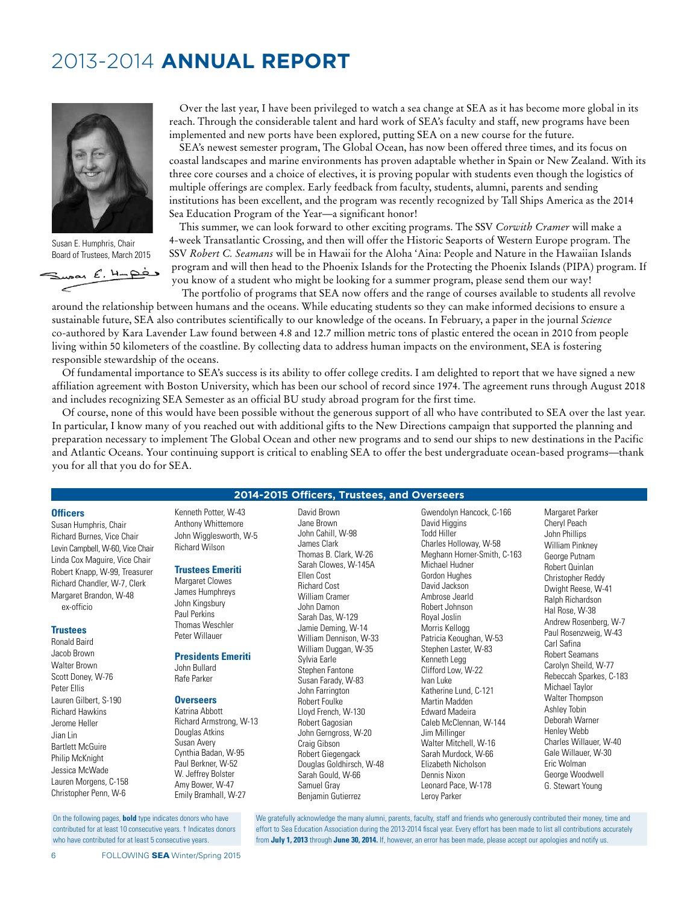# 2013-2014 **ANNUAL REPORT**

Susan E. Humphris, Chair
Board of Trustees, March 2015

Over the last year, I have been privileged to watch a sea change at SEA as it has become more global in its reach. Through the considerable talent and hard work of SEA's faculty and staff, new programs have been implemented and new ports have been explored, putting SEA on a new course for the future.

SEA's newest semester program, The Global Ocean, has now been offered three times, and its focus on coastal landscapes and marine environments has proven adaptable whether in Spain or New Zealand. With its three core courses and a choice of electives, it is proving popular with students even though the logistics of multiple offerings are complex. Early feedback from faculty, students, alumni, parents and sending institutions has been excellent, and the program was recently recognized by Tall Ships America as the 2014 Sea Education Program of the Year—a significant honor!

This summer, we can look forward to other exciting programs. The SSV *Corwith Cramer* will make a 4-week Transatlantic Crossing, and then will offer the Historic Seaports of Western Europe program. The SSV *Robert C. Seamans* will be in Hawaii for the Aloha 'Aina: People and Nature in the Hawaiian Islands program and will then head to the Phoenix Islands for the Protecting the Phoenix Islands (PIPA) program. If you know of a student who might be looking for a summer program, please send them our way!

The portfolio of programs that SEA now offers and the range of courses available to students all revolve around the relationship between humans and the oceans. While educating students so they can make informed decisions to ensure a sustainable future, SEA also contributes scientifically to our knowledge of the oceans. In February, a paper in the journal *Science* co-authored by Kara Lavender Law found between 4.8 and 12.7 million metric tons of plastic entered the ocean in 2010 from people living within 50 kilometers of the coastline. By collecting data to address human impacts on the environment, SEA is fostering responsible stewardship of the oceans.

Of fundamental importance to SEA's success is its ability to offer college credits. I am delighted to report that we have signed a new affiliation agreement with Boston University, which has been our school of record since 1974. The agreement runs through August 2018 and includes recognizing SEA Semester as an official BU study abroad program for the first time.

Of course, none of this would have been possible without the generous support of all who have contributed to SEA over the last year. In particular, I know many of you reached out with additional gifts to the New Directions campaign that supported the planning and preparation necessary to implement The Global Ocean and other new programs and to send our ships to new destinations in the Pacific and Atlantic Oceans. Your continuing support is critical to enabling SEA to offer the best undergraduate ocean-based programs—thank you for all that you do for SEA.

## 2014-2015 Officers, Trustees, and Overseers

### Officers
Susan Humphris, Chair
Richard Burnes, Vice Chair
Levin Campbell, W-60, Vice Chair
Linda Cox Maguire, Vice Chair
Robert Knapp, W-99, Treasurer
Richard Chandler, W-7, Clerk
Margaret Brandon, W-48
ex-officio

### Trustees
Ronald Baird
Jacob Brown
Walter Brown
Scott Doney, W-76
Peter Ellis
Lauren Gilbert, S-190
Richard Hawkins
Jerome Heller
Jian Lin
Bartlett McGuire
Philip McKnight
Jessica McWade
Lauren Morgens, C-158
Christopher Penn, W-6
Kenneth Potter, W-43
Anthony Whittemore
John Wigglesworth, W-5
Richard Wilson

### Trustees Emeriti
Margaret Clowes
James Humphreys
John Kingsbury
Paul Perkins
Thomas Weschler
Peter Willauer

### Presidents Emeriti
John Bullard
Rafe Parker

### Overseers
Katrina Abbott
Richard Armstrong, W-13
Douglas Atkins
Susan Avery
Cynthia Badan, W-95
Paul Berkner, W-52
W. Jeffrey Bolster
Amy Bower, W-47
Emily Bramhall, W-27
David Brown
Jane Brown
John Cahill, W-98
James Clark
Thomas B. Clark, W-26
Sarah Clowes, W-145A
Ellen Cost
Richard Cost
William Cramer
John Damon
Sarah Das, W-129
Jamie Deming, W-14
William Dennison, W-33
William Duggan, W-35
Sylvia Earle
Stephen Fantone
Susan Farady, W-83
John Farrington
Robert Foulke
Lloyd French, W-130
Robert Gagosian
John Gerngross, W-20
Craig Gibson
Robert Giegengack
Douglas Goldhirsch, W-48
Sarah Gould, W-66
Samuel Gray
Benjamin Gutierrez
Gwendolyn Hancock, C-166
David Higgins
Todd Hiller
Charles Holloway, W-58
Meghann Horner-Smith, C-163
Michael Hudner
Gordon Hughes
David Jackson
Ambrose Jearld
Robert Johnson
Royal Joslin
Morris Kellogg
Patricia Keoughan, W-53
Stephen Laster, W-83
Kenneth Legg
Clifford Low, W-22
Ivan Luke
Katherine Lund, C-121
Martin Madden
Edward Madeira
Caleb McClennan, W-144
Jim Millinger
Walter Mitchell, W-16
Sarah Murdock, W-66
Elizabeth Nicholson
Dennis Nixon
Leonard Pace, W-178
Leroy Parker
Margaret Parker
Cheryl Peach
John Phillips
William Pinkney
George Putnam
Robert Quinlan
Christopher Reddy
Dwight Reese, W-41
Ralph Richardson
Hal Rose, W-38
Andrew Rosenberg, W-7
Paul Rosenzweig, W-43
Carl Safina
Robert Seamans
Carolyn Sheild, W-77
Rebeccah Sparkes, C-183
Michael Taylor
Walter Thompson
Ashley Tobin
Deborah Warner
Henley Webb
Charles Willauer, W-40
Gale Willauer, W-30
Eric Wolman
George Woodwell
G. Stewart Young

On the following pages, **bold** type indicates donors who have contributed for at least 10 consecutive years. † Indicates donors who have contributed for at least 5 consecutive years.

We gratefully acknowledge the many alumni, parents, faculty, staff and friends who generously contributed their money, time and effort to Sea Education Association during the 2013-2014 fiscal year. Every effort has been made to list all contributions accurately from **July 1, 2013** through **June 30, 2014.** If, however, an error has been made, please accept our apologies and notify us.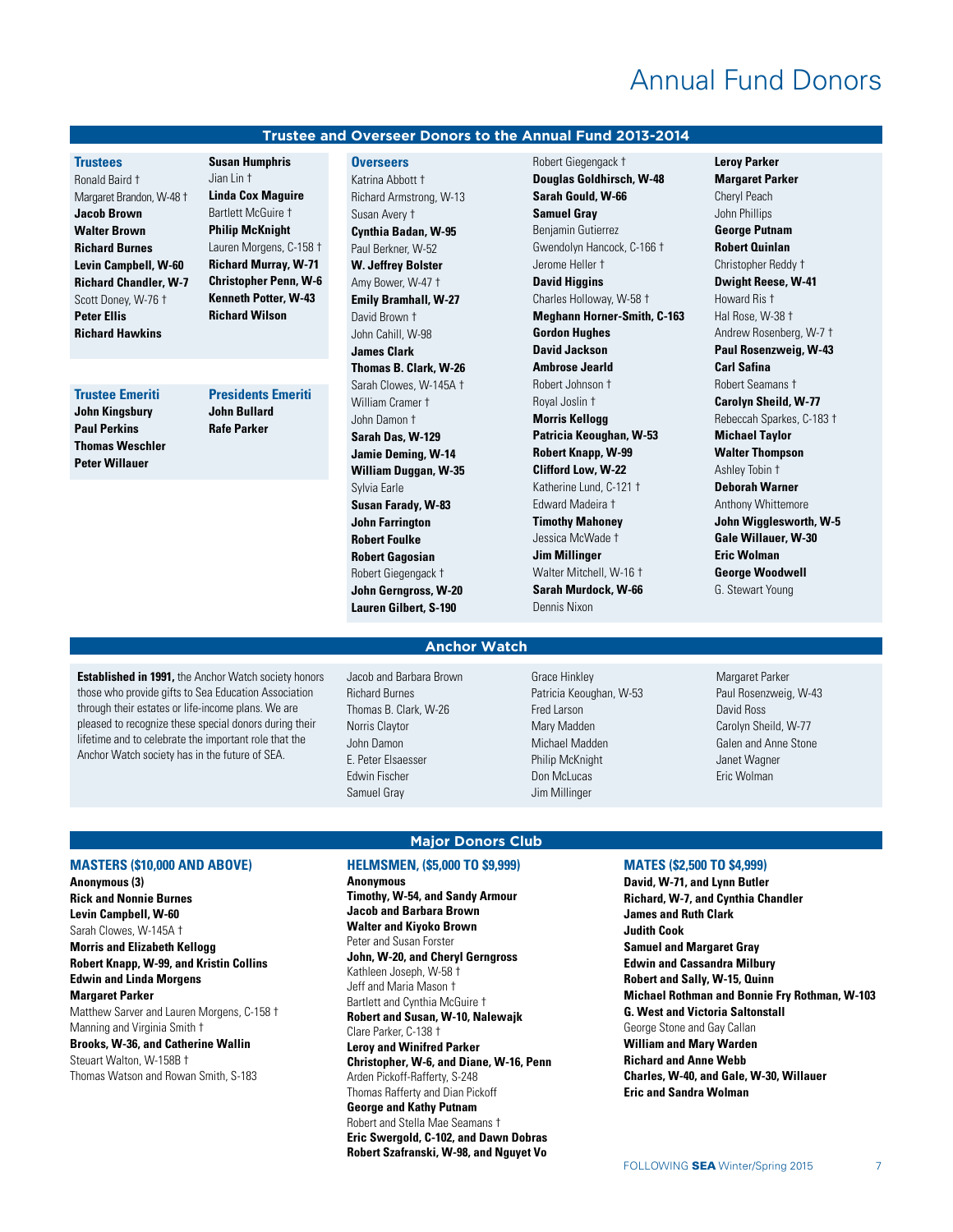# Annual Fund Donors

## Trustee and Overseer Donors to the Annual Fund 2013-2014

### Trustees

Ronald Baird †
Margaret Brandon, W-48 †
**Jacob Brown**
**Walter Brown**
**Richard Burnes**
**Levin Campbell, W-60**
**Richard Chandler, W-7**
Scott Doney, W-76 †
**Peter Ellis**
**Richard Hawkins**
**Susan Humphris**
Jian Lin †
**Linda Cox Maguire**
Bartlett McGuire †
**Philip McKnight**
Lauren Morgens, C-158 †
**Richard Murray, W-71**
**Christopher Penn, W-6**
**Kenneth Potter, W-43**
**Richard Wilson**

### Trustee Emeriti

**John Kingsbury**
**Paul Perkins**
**Thomas Weschler**
**Peter Willauer**

### Presidents Emeriti

**John Bullard**
**Rafe Parker**

### Overseers

Katrina Abbott †
Richard Armstrong, W-13
Susan Avery †
**Cynthia Badan, W-95**
Paul Berkner, W-52
**W. Jeffrey Bolster**
Amy Bower, W-47 †
**Emily Bramhall, W-27**
David Brown †
John Cahill, W-98
**James Clark**
**Thomas B. Clark, W-26**
Sarah Clowes, W-145A †
William Cramer †
John Damon †
**Sarah Das, W-129**
**Jamie Deming, W-14**
**William Duggan, W-35**
Sylvia Earle
**Susan Farady, W-83**
**John Farrington**
**Robert Foulke**
**Robert Gagosian**
Robert Giegengack †
**John Gerngross, W-20**
**Lauren Gilbert, S-190**
Robert Giegengack †
**Douglas Goldhirsch, W-48**
**Sarah Gould, W-66**
**Samuel Gray**
Benjamin Gutierrez
Gwendolyn Hancock, C-166 †
Jerome Heller †
**David Higgins**
Charles Holloway, W-58 †
**Meghann Horner-Smith, C-163**
**Gordon Hughes**
**David Jackson**
**Ambrose Jearld**
Robert Johnson †
Royal Joslin †
**Morris Kellogg**
**Patricia Keoughan, W-53**
**Robert Knapp, W-99**
**Clifford Low, W-22**
Katherine Lund, C-121 †
Edward Madeira †
**Timothy Mahoney**
Jessica McWade †
**Jim Millinger**
Walter Mitchell, W-16 †
**Sarah Murdock, W-66**
Dennis Nixon
**Leroy Parker**
**Margaret Parker**
Cheryl Peach
John Phillips
**George Putnam**
**Robert Quinlan**
Christopher Reddy †
**Dwight Reese, W-41**
Howard Ris †
Hal Rose, W-38 †
Andrew Rosenberg, W-7 †
**Paul Rosenzweig, W-43**
**Carl Safina**
Robert Seamans †
**Carolyn Sheild, W-77**
Rebeccah Sparkes, C-183 †
**Michael Taylor**
**Walter Thompson**
Ashley Tobin †
**Deborah Warner**
Anthony Whittemore
**John Wigglesworth, W-5**
**Gale Willauer, W-30**
**Eric Wolman**
**George Woodwell**
G. Stewart Young

## Anchor Watch

**Established in 1991,** the Anchor Watch society honors those who provide gifts to Sea Education Association through their estates or life-income plans. We are pleased to recognize these special donors during their lifetime and to celebrate the important role that the Anchor Watch society has in the future of SEA.

Jacob and Barbara Brown
Richard Burnes
Thomas B. Clark, W-26
Norris Claytor
John Damon
E. Peter Elsaesser
Edwin Fischer
Samuel Gray
Grace Hinkley
Patricia Keoughan, W-53
Fred Larson
Mary Madden
Michael Madden
Philip McKnight
Don McLucas
Jim Millinger
Margaret Parker
Paul Rosenzweig, W-43
David Ross
Carolyn Sheild, W-77
Galen and Anne Stone
Janet Wagner
Eric Wolman

## Major Donors Club

### MASTERS ($10,000 AND ABOVE)

**Anonymous (3)**
**Rick and Nonnie Burnes**
**Levin Campbell, W-60**
Sarah Clowes, W-145A †
**Morris and Elizabeth Kellogg**
**Robert Knapp, W-99, and Kristin Collins**
**Edwin and Linda Morgens**
**Margaret Parker**
Matthew Sarver and Lauren Morgens, C-158 †
Manning and Virginia Smith †
**Brooks, W-36, and Catherine Wallin**
Steuart Walton, W-158B †
Thomas Watson and Rowan Smith, S-183

### HELMSMEN, ($5,000 TO $9,999)

**Anonymous**
**Timothy, W-54, and Sandy Armour**
**Jacob and Barbara Brown**
**Walter and Kiyoko Brown**
Peter and Susan Forster
**John, W-20, and Cheryl Gerngross**
Kathleen Joseph, W-58 †
Jeff and Maria Mason †
Bartlett and Cynthia McGuire †
**Robert and Susan, W-10, Nalewajk**
Clare Parker, C-138 †
**Leroy and Winifred Parker**
**Christopher, W-6, and Diane, W-16, Penn**
Arden Pickoff-Rafferty, S-248
Thomas Rafferty and Dian Pickoff
**George and Kathy Putnam**
Robert and Stella Mae Seamans †
**Eric Swergold, C-102, and Dawn Dobras**
**Robert Szafranski, W-98, and Nguyet Vo**

### MATES ($2,500 TO $4,999)

**David, W-71, and Lynn Butler**
**Richard, W-7, and Cynthia Chandler**
**James and Ruth Clark**
**Judith Cook**
**Samuel and Margaret Gray**
**Edwin and Cassandra Milbury**
**Robert and Sally, W-15, Quinn**
**Michael Rothman and Bonnie Fry Rothman, W-103**
**G. West and Victoria Saltonstall**
George Stone and Gay Callan
**William and Mary Warden**
**Richard and Anne Webb**
**Charles, W-40, and Gale, W-30, Willauer**
**Eric and Sandra Wolman**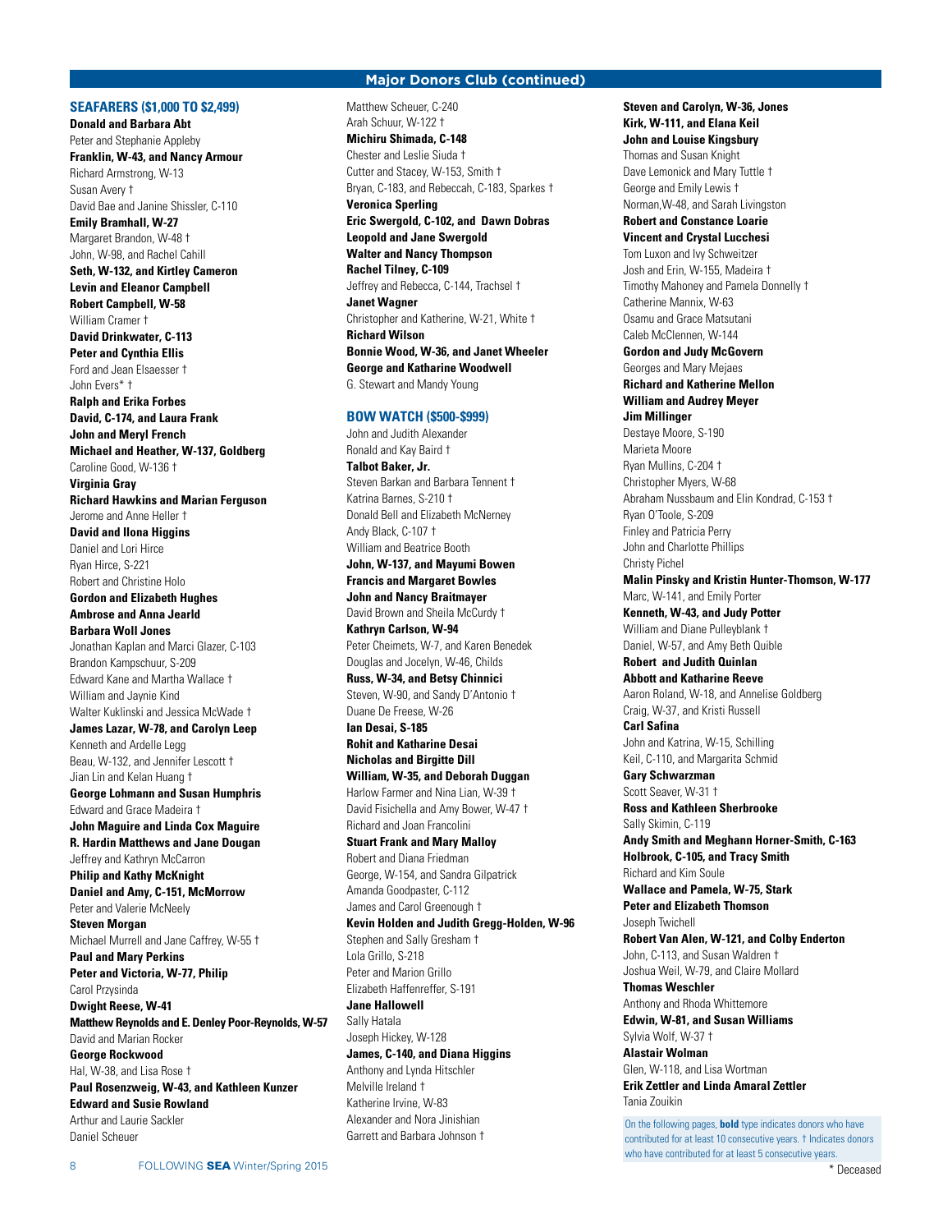## Major Donors Club (continued)

### SEAFARERS ($1,000 TO $2,499)

**Donald and Barbara Abt**
Peter and Stephanie Appleby
**Franklin, W-43, and Nancy Armour**
Richard Armstrong, W-13
Susan Avery †
David Bae and Janine Shissler, C-110
**Emily Bramhall, W-27**
Margaret Brandon, W-48 †
John, W-98, and Rachel Cahill
**Seth, W-132, and Kirtley Cameron**
**Levin and Eleanor Campbell**
**Robert Campbell, W-58**
William Cramer †
**David Drinkwater, C-113**
**Peter and Cynthia Ellis**
Ford and Jean Elsaesser †
John Evers* †
**Ralph and Erika Forbes**
**David, C-174, and Laura Frank**
**John and Meryl French**
**Michael and Heather, W-137, Goldberg**
Caroline Good, W-136 †
**Virginia Gray**
**Richard Hawkins and Marian Ferguson**
Jerome and Anne Heller †
**David and Ilona Higgins**
Daniel and Lori Hirce
Ryan Hirce, S-221
Robert and Christine Holo
**Gordon and Elizabeth Hughes**
**Ambrose and Anna Jearld**
**Barbara Woll Jones**
Jonathan Kaplan and Marci Glazer, C-103
Brandon Kampschuur, S-209
Edward Kane and Martha Wallace †
William and Jaynie Kind
Walter Kuklinski and Jessica McWade †
**James Lazar, W-78, and Carolyn Leep**
Kenneth and Ardelle Legg
Beau, W-132, and Jennifer Lescott †
Jian Lin and Kelan Huang †
**George Lohmann and Susan Humphris**
Edward and Grace Madeira †
**John Maguire and Linda Cox Maguire**
**R. Hardin Matthews and Jane Dougan**
Jeffrey and Kathryn McCarron
**Philip and Kathy McKnight**
**Daniel and Amy, C-151, McMorrow**
Peter and Valerie McNeely
**Steven Morgan**
Michael Murrell and Jane Caffrey, W-55 †
**Paul and Mary Perkins**
**Peter and Victoria, W-77, Philip**
Carol Przysinda
**Dwight Reese, W-41**
**Matthew Reynolds and E. Denley Poor-Reynolds, W-57**
David and Marian Rocker
**George Rockwood**
Hal, W-38, and Lisa Rose †
**Paul Rosenzweig, W-43, and Kathleen Kunzer**
**Edward and Susie Rowland**
Arthur and Laurie Sackler
Daniel Scheuer
Matthew Scheuer, C-240
Arah Schuur, W-122 †
**Michiru Shimada, C-148**
Chester and Leslie Siuda †
Cutter and Stacey, W-153, Smith †
Bryan, C-183, and Rebeccah, C-183, Sparkes †
**Veronica Sperling**
**Eric Swergold, C-102, and Dawn Dobras**
**Leopold and Jane Swergold**
**Walter and Nancy Thompson**
**Rachel Tilney, C-109**
Jeffrey and Rebecca, C-144, Trachsel †
**Janet Wagner**
Christopher and Katherine, W-21, White †
**Richard Wilson**
**Bonnie Wood, W-36, and Janet Wheeler**
**George and Katharine Woodwell**
G. Stewart and Mandy Young

### BOW WATCH ($500-$999)

John and Judith Alexander
Ronald and Kay Baird †
**Talbot Baker, Jr.**
Steven Barkan and Barbara Tennent †
Katrina Barnes, S-210 †
Donald Bell and Elizabeth McNerney
Andy Black, C-107 †
William and Beatrice Booth
**John, W-137, and Mayumi Bowen**
**Francis and Margaret Bowles**
**John and Nancy Braitmayer**
David Brown and Sheila McCurdy †
**Kathryn Carlson, W-94**
Peter Cheimets, W-7, and Karen Benedek
Douglas and Jocelyn, W-46, Childs
**Russ, W-34, and Betsy Chinnici**
Steven, W-90, and Sandy D'Antonio †
Duane De Freese, W-26
**Ian Desai, S-185**
**Rohit and Katharine Desai**
**Nicholas and Birgitte Dill**
**William, W-35, and Deborah Duggan**
Harlow Farmer and Nina Lian, W-39 †
David Fisichella and Amy Bower, W-47 †
Richard and Joan Francolini
**Stuart Frank and Mary Malloy**
Robert and Diana Friedman
George, W-154, and Sandra Gilpatrick
Amanda Goodpaster, C-112
James and Carol Greenough †
**Kevin Holden and Judith Gregg-Holden, W-96**
Stephen and Sally Gresham †
Lola Grillo, S-218
Peter and Marion Grillo
Elizabeth Haffenreffer, S-191
**Jane Hallowell**
Sally Hatala
Joseph Hickey, W-128
**James, C-140, and Diana Higgins**
Anthony and Lynda Hitschler
Melville Ireland †
Katherine Irvine, W-83
Alexander and Nora Jinishian
Garrett and Barbara Johnson †
**Steven and Carolyn, W-36, Jones**
**Kirk, W-111, and Elana Keil**
**John and Louise Kingsbury**
Thomas and Susan Knight
Dave Lemonick and Mary Tuttle †
George and Emily Lewis †
Norman,W-48, and Sarah Livingston
**Robert and Constance Loarie**
**Vincent and Crystal Lucchesi**
Tom Luxon and Ivy Schweitzer
Josh and Erin, W-155, Madeira †
Timothy Mahoney and Pamela Donnelly †
Catherine Mannix, W-63
Osamu and Grace Matsutani
Caleb McClennen, W-144
**Gordon and Judy McGovern**
Georges and Mary Mejaes
**Richard and Katherine Mellon**
**William and Audrey Meyer**
**Jim Millinger**
Destaye Moore, S-190
Marieta Moore
Ryan Mullins, C-204 †
Christopher Myers, W-68
Abraham Nussbaum and Elin Kondrad, C-153 †
Ryan O'Toole, S-209
Finley and Patricia Perry
John and Charlotte Phillips
Christy Pichel
**Malin Pinsky and Kristin Hunter-Thomson, W-177**
Marc, W-141, and Emily Porter
**Kenneth, W-43, and Judy Potter**
William and Diane Pulleyblank †
Daniel, W-57, and Amy Beth Quible
**Robert and Judith Quinlan**
**Abbott and Katharine Reeve**
Aaron Roland, W-18, and Annelise Goldberg
Craig, W-37, and Kristi Russell
**Carl Safina**
John and Katrina, W-15, Schilling
Keil, C-110, and Margarita Schmid
**Gary Schwarzman**
Scott Seaver, W-31 †
**Ross and Kathleen Sherbrooke**
Sally Skimin, C-119
**Andy Smith and Meghann Horner-Smith, C-163**
**Holbrook, C-105, and Tracy Smith**
Richard and Kim Soule
**Wallace and Pamela, W-75, Stark**
**Peter and Elizabeth Thomson**
Joseph Twichell
**Robert Van Alen, W-121, and Colby Enderton**
John, C-113, and Susan Waldren †
Joshua Weil, W-79, and Claire Mollard
**Thomas Weschler**
Anthony and Rhoda Whittemore
**Edwin, W-81, and Susan Williams**
Sylvia Wolf, W-37 †
**Alastair Wolman**
Glen, W-118, and Lisa Wortman
**Erik Zettler and Linda Amaral Zettler**
Tania Zouikin

On the following pages, **bold** type indicates donors who have contributed for at least 10 consecutive years. † Indicates donors who have contributed for at least 5 consecutive years.

\* Deceased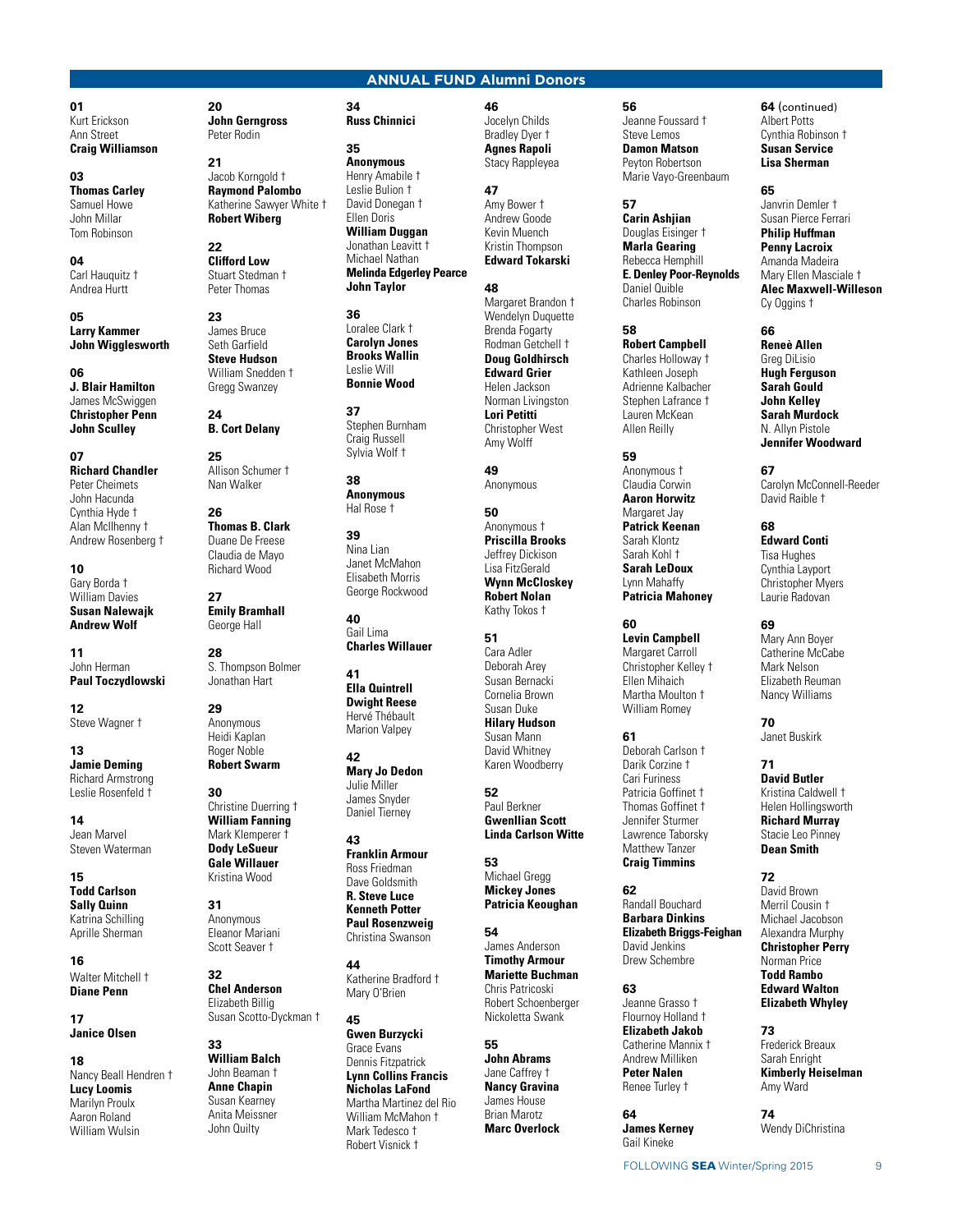## ANNUAL FUND Alumni Donors

**01**
Kurt Erickson
Ann Street
**Craig Williamson**

**03**
**Thomas Carley**
Samuel Howe
John Millar
Tom Robinson

**04**
Carl Hauquitz †
Andrea Hurtt

**05**
**Larry Kammer**
**John Wigglesworth**

**06**
**J. Blair Hamilton**
James McSwiggen
**Christopher Penn**
**John Sculley**

**07**
**Richard Chandler**
Peter Cheimets
John Hacunda
Cynthia Hyde †
Alan McIlhenny †
Andrew Rosenberg †

**10**
Gary Borda †
William Davies
**Susan Nalewajk**
**Andrew Wolf**

**11**
John Herman
**Paul Toczydlowski**

**12**
Steve Wagner †

**13**
**Jamie Deming**
Richard Armstrong
Leslie Rosenfeld †

**14**
Jean Marvel
Steven Waterman

**15**
**Todd Carlson**
**Sally Quinn**
Katrina Schilling
Aprille Sherman

**16**
Walter Mitchell †
**Diane Penn**

**17**
**Janice Olsen**

**18**
Nancy Beall Hendren †
**Lucy Loomis**
Marilyn Proulx
Aaron Roland
William Wulsin

**20**
**John Gerngross**
Peter Rodin

**21**
Jacob Korngold †
**Raymond Palombo**
Katherine Sawyer White †
**Robert Wiberg**

**22**
**Clifford Low**
Stuart Stedman †
Peter Thomas

**23**
James Bruce
Seth Garfield
**Steve Hudson**
William Snedden †
Gregg Swanzey

**24**
**B. Cort Delany**

**25**
Allison Schumer †
Nan Walker

**26**
**Thomas B. Clark**
Duane De Freese
Claudia de Mayo
Richard Wood

**27**
**Emily Bramhall**
George Hall

**28**
S. Thompson Bolmer
Jonathan Hart

**29**
Anonymous
Heidi Kaplan
Roger Noble
**Robert Swarm**

**30**
Christine Duerring †
**William Fanning**
Mark Klemperer †
**Dody LeSueur**
**Gale Willauer**
Kristina Wood

**31**
Anonymous
Eleanor Mariani
Scott Seaver †

**32**
**Chel Anderson**
Elizabeth Billig
Susan Scotto-Dyckman †

**33**
**William Balch**
John Beaman †
**Anne Chapin**
Susan Kearney
Anita Meissner
John Quilty

**34**
**Russ Chinnici**

**35**
**Anonymous**
Henry Amabile †
Leslie Bulion †
David Donegan †
Ellen Doris
**William Duggan**
Jonathan Leavitt †
Michael Nathan
**Melinda Edgerley Pearce**
**John Taylor**

**36**
Loralee Clark †
**Carolyn Jones**
**Brooks Wallin**
Leslie Will
**Bonnie Wood**

**37**
Stephen Burnham
Craig Russell
Sylvia Wolf †

**38**
**Anonymous**
Hal Rose †

**39**
Nina Lian
Janet McMahon
Elisabeth Morris
George Rockwood

**40**
Gail Lima
**Charles Willauer**

**41**
**Ella Quintrell**
**Dwight Reese**
Hervé Thébault
Marion Valpey

**42**
**Mary Jo Dedon**
Julie Miller
James Snyder
Daniel Tierney

**43**
**Franklin Armour**
Ross Friedman
Dave Goldsmith
**R. Steve Luce**
**Kenneth Potter**
**Paul Rosenzweig**
Christina Swanson

**44**
Katherine Bradford †
Mary O'Brien

**45**
**Gwen Burzycki**
Grace Evans
Dennis Fitzpatrick
**Lynn Collins Francis**
**Nicholas LaFond**
Martha Martinez del Rio
William McMahon †
Mark Tedesco †
Robert Visnick †

**46**
Jocelyn Childs
Bradley Dyer †
**Agnes Rapoli**
Stacy Rappleyea

**47**
Amy Bower †
Andrew Goode
Kevin Muench
Kristin Thompson
**Edward Tokarski**

**48**
Margaret Brandon †
Wendelyn Duquette
Brenda Fogarty
Rodman Getchell †
**Doug Goldhirsch**
**Edward Grier**
Helen Jackson
Norman Livingston
**Lori Petitti**
Christopher West
Amy Wolff

**49**
Anonymous

**50**
Anonymous †
**Priscilla Brooks**
Jeffrey Dickison
Lisa FitzGerald
**Wynn McCloskey**
**Robert Nolan**
Kathy Tokos †

**51**
Cara Adler
Deborah Arey
Susan Bernacki
Cornelia Brown
Susan Duke
**Hilary Hudson**
Susan Mann
David Whitney
Karen Woodberry

**52**
Paul Berkner
**Gwenllian Scott**
**Linda Carlson Witte**

**53**
Michael Gregg
**Mickey Jones**
**Patricia Keoughan**

**54**
James Anderson
**Timothy Armour**
**Mariette Buchman**
Chris Patricoski
Robert Schoenberger
Nickoletta Swank

**55**
**John Abrams**
Jane Caffrey †
**Nancy Gravina**
James House
Brian Marotz
**Marc Overlock**

**56**
Jeanne Foussard †
Steve Lemos
**Damon Matson**
Peyton Robertson
Marie Vayo-Greenbaum

**57**
**Carin Ashjian**
Douglas Eisinger †
**Marla Gearing**
Rebecca Hemphill
**E. Denley Poor-Reynolds**
Daniel Quible
Charles Robinson

**58**
**Robert Campbell**
Charles Holloway †
Kathleen Joseph
Adrienne Kalbacher
Stephen Lafrance †
Lauren McKean
Allen Reilly

**59**
Anonymous †
Claudia Corwin
**Aaron Horwitz**
Margaret Jay
**Patrick Keenan**
Sarah Klontz
Sarah Kohl †
**Sarah LeDoux**
Lynn Mahaffy
**Patricia Mahoney**

**60**
**Levin Campbell**
Margaret Carroll
Christopher Kelley †
Ellen Mihaich
Martha Moulton †
William Romey

**61**
Deborah Carlson †
Darik Corzine †
Cari Furiness
Patricia Goffinet †
Thomas Goffinet †
Jennifer Sturmer
Lawrence Taborsky
Matthew Tanzer
**Craig Timmins**

**62**
Randall Bouchard
**Barbara Dinkins**
**Elizabeth Briggs-Feighan**
David Jenkins
Drew Schembre

**63**
Jeanne Grasso †
Flournoy Holland †
**Elizabeth Jakob**
Catherine Mannix †
Andrew Milliken
**Peter Nalen**
Renee Turley †

**64**
**James Kerney**
Gail Kineke

**64** (continued)
Albert Potts
Cynthia Robinson †
**Susan Service**
**Lisa Sherman**

**65**
Janvrin Demler †
Susan Pierce Ferrari
**Philip Huffman**
**Penny Lacroix**
Amanda Madeira
Mary Ellen Masciale †
**Alec Maxwell-Willeson**
Cy Oggins †

**66**
**Reneè Allen**
Greg DiLisio
**Hugh Ferguson**
**Sarah Gould**
**John Kelley**
**Sarah Murdock**
N. Allyn Pistole
**Jennifer Woodward**

**67**
Carolyn McConnell-Reeder
David Raible †

**68**
**Edward Conti**
Tisa Hughes
Cynthia Layport
Christopher Myers
Laurie Radovan

**69**
Mary Ann Boyer
Catherine McCabe
Mark Nelson
Elizabeth Reuman
Nancy Williams

**70**
Janet Buskirk

**71**
**David Butler**
Kristina Caldwell †
Helen Hollingsworth
**Richard Murray**
Stacie Leo Pinney
**Dean Smith**

**72**
David Brown
Merril Cousin †
Michael Jacobson
Alexandra Murphy
**Christopher Perry**
Norman Price
**Todd Rambo**
**Edward Walton**
**Elizabeth Whyley**

**73**
Frederick Breaux
Sarah Enright
**Kimberly Heiselman**
Amy Ward

**74**
Wendy DiChristina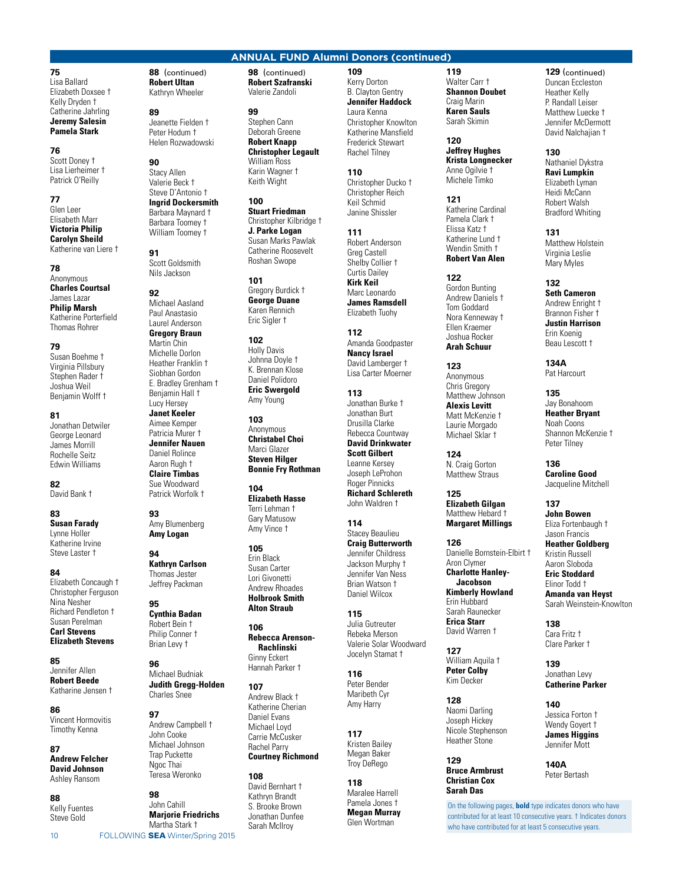## ANNUAL FUND Alumni Donors (continued)

**75**
Lisa Ballard
Elizabeth Doxsee †
Kelly Dryden †
Catherine Jahrling
**Jeremy Salesin**
**Pamela Stark**

**76**
Scott Doney †
Lisa Lierheimer †
Patrick O'Reilly

**77**
Glen Leer
Elisabeth Marr
**Victoria Philip**
**Carolyn Sheild**
Katherine van Liere †

**78**
Anonymous
**Charles Courtsal**
James Lazar
**Philip Marsh**
Katherine Porterfield
Thomas Rohrer

**79**
Susan Boehme †
Virginia Pillsbury
Stephen Rader †
Joshua Weil
Benjamin Wolff †

**81**
Jonathan Detwiler
George Leonard
James Morrill
Rochelle Seitz
Edwin Williams

**82**
David Bank †

**83**
**Susan Farady**
Lynne Holler
Katherine Irvine
Steve Laster †

**84**
Elizabeth Concaugh †
Christopher Ferguson
Nina Nesher
Richard Pendleton †
Susan Perelman
**Carl Stevens**
**Elizabeth Stevens**

**85**
Jennifer Allen
**Robert Beede**
Katharine Jensen †

**86**
Vincent Hormovitis
Timothy Kenna

**87**
**Andrew Felcher**
**David Johnson**
Ashley Ransom

**88**
Kelly Fuentes
Steve Gold

**88** (continued)
**Robert Ultan**
Kathryn Wheeler

**89**
Jeanette Fielden †
Peter Hodum †
Helen Rozwadowski

**90**
Stacy Allen
Valerie Beck †
Steve D'Antonio †
**Ingrid Dockersmith**
Barbara Maynard †
Barbara Toomey †
William Toomey †

**91**
Scott Goldsmith
Nils Jackson

**92**
Michael Aasland
Paul Anastasio
Laurel Anderson
**Gregory Braun**
Martin Chin
Michelle Dorlon
Heather Franklin †
Siobhan Gordon
E. Bradley Grenham †
Benjamin Hall †
Lucy Hersey
**Janet Keeler**
Aimee Kemper
Patricia Murer †
**Jennifer Nauen**
Daniel Rolince
Aaron Rugh †
**Claire Timbas**
Sue Woodward
Patrick Worfolk †

**93**
Amy Blumenberg
**Amy Logan**

**94**
**Kathryn Carlson**
Thomas Jester
Jeffrey Packman

**95**
**Cynthia Badan**
Robert Bein †
Philip Conner †
Brian Levy †

**96**
Michael Budniak
**Judith Gregg-Holden**
Charles Snee

**97**
Andrew Campbell †
John Cooke
Michael Johnson
Trap Puckette
Ngoc Thai
Teresa Weronko

**98**
John Cahill
**Marjorie Friedrichs**
Martha Stark †

**98** (continued)
**Robert Szafranski**
Valerie Zandoli

**99**
Stephen Cann
Deborah Greene
**Robert Knapp**
**Christopher Legault**
William Ross
Karin Wagner †
Keith Wight

**100**
**Stuart Friedman**
Christopher Kilbridge †
**J. Parke Logan**
Susan Marks Pawlak
Catherine Roosevelt
Roshan Swope

**101**
Gregory Burdick †
**George Duane**
Karen Rennich
Eric Sigler †

**102**
Holly Davis
Johnna Doyle †
K. Brennan Klose
Daniel Polidoro
**Eric Swergold**
Amy Young

**103**
Anonymous
**Christabel Choi**
Marci Glazer
**Steven Hilger**
**Bonnie Fry Rothman**

**104**
**Elizabeth Hasse**
Terri Lehman †
Gary Matusow
Amy Vince †

**105**
Erin Black
Susan Carter
Lori Givonetti
Andrew Rhoades
**Holbrook Smith**
**Alton Straub**

**106**
**Rebecca Arenson-Rachlinski**
Ginny Eckert
Hannah Parker †

**107**
Andrew Black †
Katherine Cherian
Daniel Evans
Michael Loyd
Carrie McCusker
Rachel Parry
**Courtney Richmond**

**108**
David Bernhart †
Kathryn Brandt
S. Brooke Brown
Jonathan Dunfee
Sarah McIlroy

**109**
Kerry Dorton
B. Clayton Gentry
**Jennifer Haddock**
Laura Kenna
Christopher Knowlton
Katherine Mansfield
Frederick Stewart
Rachel Tilney

**110**
Christopher Ducko †
Christopher Reich
Keil Schmid
Janine Shissler

**111**
Robert Anderson
Greg Castell
Shelby Collier †
Curtis Dailey
**Kirk Keil**
Marc Leonardo
**James Ramsdell**
Elizabeth Tuohy

**112**
Amanda Goodpaster
**Nancy Israel**
David Lamberger †
Lisa Carter Moerner

**113**
Jonathan Burke †
Jonathan Burt
Drusilla Clarke
Rebecca Countway
**David Drinkwater**
**Scott Gilbert**
Leanne Kersey
Joseph LeProhon
Roger Pinnicks
**Richard Schlereth**
John Waldren †

**114**
Stacey Beaulieu
**Craig Butterworth**
Jennifer Childress
Jackson Murphy †
Jennifer Van Ness
Brian Watson †
Daniel Wilcox

**115**
Julia Gutreuter
Rebeka Merson
Valerie Solar Woodward
Jocelyn Stamat †

**116**
Peter Bender
Maribeth Cyr
Amy Harry

**117**
Kristen Bailey
Megan Baker
Troy DeRego

**118**
Maralee Harrell
Pamela Jones †
**Megan Murray**
Glen Wortman

**119**
Walter Carr †
**Shannon Doubet**
Craig Marin
**Karen Sauls**
Sarah Skimin

**120**
**Jeffrey Hughes**
**Krista Longnecker**
Anne Ogilvie †
Michele Timko

**121**
Katherine Cardinal
Pamela Clark †
Elissa Katz †
Katherine Lund †
Wendin Smith †
**Robert Van Alen**

**122**
Gordon Bunting
Andrew Daniels †
Tom Goddard
Nora Kenneway †
Ellen Kraemer
Joshua Rocker
**Arah Schuur**

**123**
Anonymous
Chris Gregory
Matthew Johnson
**Alexis Levitt**
Matt McKenzie †
Laurie Morgado
Michael Sklar †

**124**
N. Craig Gorton
Matthew Straus

**125**
**Elizabeth Gilgan**
Matthew Hebard †
**Margaret Millings**

**126**
Danielle Bornstein-Elbirt †
Aron Clymer
**Charlotte Hanley-Jacobson**
**Kimberly Howland**
Erin Hubbard
Sarah Raunecker
**Erica Starr**
David Warren †

**127**
William Aquila †
**Peter Colby**
Kim Decker

**128**
Naomi Darling
Joseph Hickey
Nicole Stephenson
Heather Stone

**129**
**Bruce Armbrust**
**Christian Cox**
**Sarah Das**

**129** (continued)
Duncan Eccleston
Heather Kelly
P. Randall Leiser
Matthew Luecke †
Jennifer McDermott
David Nalchajian †

**130**
Nathaniel Dykstra
**Ravi Lumpkin**
Elizabeth Lyman
Heidi McCann
Robert Walsh
Bradford Whiting

**131**
Matthew Holstein
Virginia Leslie
Mary Myles

**132**
**Seth Cameron**
Andrew Enright †
Brannon Fisher †
**Justin Harrison**
Erin Koenig
Beau Lescott †

**134A**
Pat Harcourt

**135**
Jay Bonahoom
**Heather Bryant**
Noah Coons
Shannon McKenzie †
Peter Tilney

**136**
**Caroline Good**
Jacqueline Mitchell

**137**
**John Bowen**
Eliza Fortenbaugh †
Jason Francis
**Heather Goldberg**
Kristin Russell
Aaron Sloboda
**Eric Stoddard**
Elinor Todd †
**Amanda van Heyst**
Sarah Weinstein-Knowlton

**138**
Cara Fritz †
Clare Parker †

**139**
Jonathan Levy
**Catherine Parker**

**140**
Jessica Forton †
Wendy Goyert †
**James Higgins**
Jennifer Mott

**140A**
Peter Bertash

On the following pages, **bold** type indicates donors who have contributed for at least 10 consecutive years. † Indicates donors who have contributed for at least 5 consecutive years.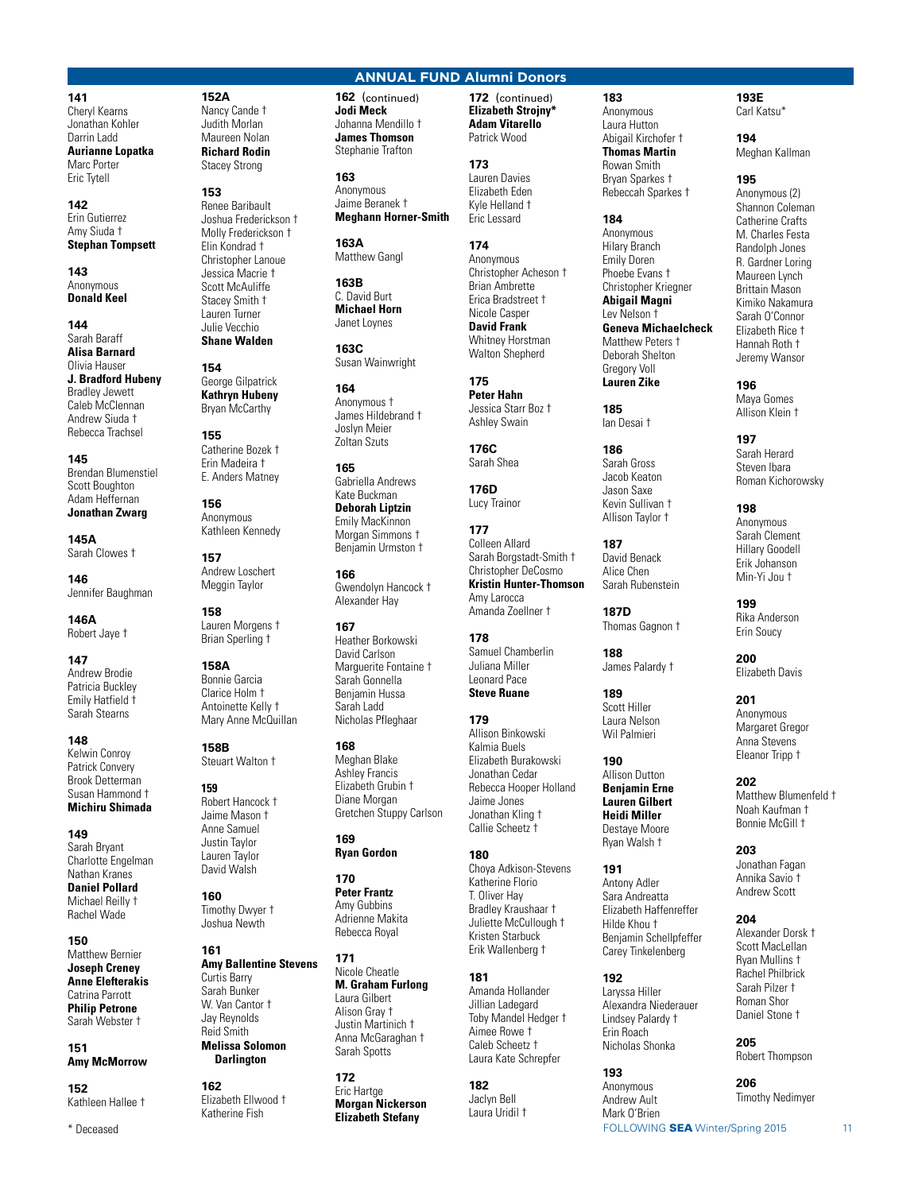## ANNUAL FUND Alumni Donors

**141**
Cheryl Kearns
Jonathan Kohler
Darrin Ladd
**Aurianne Lopatka**
Marc Porter
Eric Tytell

**142**
Erin Gutierrez
Amy Siuda †
**Stephan Tompsett**

**143**
Anonymous
**Donald Keel**

**144**
Sarah Baraff
**Alisa Barnard**
Olivia Hauser
**J. Bradford Hubeny**
Bradley Jewett
Caleb McClennan
Andrew Siuda †
Rebecca Trachsel

**145**
Brendan Blumenstiel
Scott Boughton
Adam Heffernan
**Jonathan Zwarg**

**145A**
Sarah Clowes †

**146**
Jennifer Baughman

**146A**
Robert Jaye †

**147**
Andrew Brodie
Patricia Buckley
Emily Hatfield †
Sarah Stearns

**148**
Kelwin Conroy
Patrick Convery
Brook Detterman
Susan Hammond †
**Michiru Shimada**

**149**
Sarah Bryant
Charlotte Engelman
Nathan Kranes
**Daniel Pollard**
Michael Reilly †
Rachel Wade

**150**
Matthew Bernier
**Joseph Creney**
**Anne Elefterakis**
Catrina Parrott
**Philip Petrone**
Sarah Webster †

**151**
**Amy McMorrow**

**152**
Kathleen Hallee †

**152A**
Nancy Cande †
Judith Morlan
Maureen Nolan
**Richard Rodin**
Stacey Strong

**153**
Renee Baribault
Joshua Frederickson †
Molly Frederickson †
Elin Kondrad †
Christopher Lanoue
Jessica Macrie †
Scott McAuliffe
Stacey Smith †
Lauren Turner
Julie Vecchio
**Shane Walden**

**154**
George Gilpatrick
**Kathryn Hubeny**
Bryan McCarthy

**155**
Catherine Bozek †
Erin Madeira †
E. Anders Matney

**156**
Anonymous
Kathleen Kennedy

**157**
Andrew Loschert
Meggin Taylor

**158**
Lauren Morgens †
Brian Sperling †

**158A**
Bonnie Garcia
Clarice Holm †
Antoinette Kelly †
Mary Anne McQuillan

**158B**
Steuart Walton †

**159**
Robert Hancock †
Jaime Mason †
Anne Samuel
Justin Taylor
Lauren Taylor
David Walsh

**160**
Timothy Dwyer †
Joshua Newth

**161**
**Amy Ballentine Stevens**
Curtis Barry
Sarah Bunker
W. Van Cantor †
Jay Reynolds
Reid Smith
**Melissa Solomon Darlington**

**162**
Elizabeth Ellwood †
Katherine Fish

**162** (continued)
**Jodi Meck**
Johanna Mendillo †
**James Thomson**
Stephanie Trafton

**163**
Anonymous
Jaime Beranek †
**Meghann Horner-Smith**

**163A**
Matthew Gangl

**163B**
C. David Burt
**Michael Horn**
Janet Loynes

**163C**
Susan Wainwright

**164**
Anonymous †
James Hildebrand †
Joslyn Meier
Zoltan Szuts

**165**
Gabriella Andrews
Kate Buckman
**Deborah Liptzin**
Emily MacKinnon
Morgan Simmons †
Benjamin Urmston †

**166**
Gwendolyn Hancock †
Alexander Hay

**167**
Heather Borkowski
David Carlson
Marguerite Fontaine †
Sarah Gonnella
Benjamin Hussa
Sarah Ladd
Nicholas Pfleghaar

**168**
Meghan Blake
Ashley Francis
Elizabeth Grubin †
Diane Morgan
Gretchen Stuppy Carlson

**169**
**Ryan Gordon**

**170**
**Peter Frantz**
Amy Gubbins
Adrienne Makita
Rebecca Royal

**171**
Nicole Cheatle
**M. Graham Furlong**
Laura Gilbert
Alison Gray †
Justin Martinich †
Anna McGaraghan †
Sarah Spotts

**172**
Eric Hartge
**Morgan Nickerson**
**Elizabeth Stefany**

**172** (continued)
**Elizabeth Strojny***
**Adam Vitarello**
Patrick Wood

**173**
Lauren Davies
Elizabeth Eden
Kyle Helland †
Eric Lessard

**174**
Anonymous
Christopher Acheson †
Brian Ambrette
Erica Bradstreet †
Nicole Casper
**David Frank**
Whitney Horstman
Walton Shepherd

**175**
**Peter Hahn**
Jessica Starr Boz †
Ashley Swain

**176C**
Sarah Shea

**176D**
Lucy Trainor

**177**
Colleen Allard
Sarah Borgstadt-Smith †
Christopher DeCosmo
**Kristin Hunter-Thomson**
Amy Larocca
Amanda Zoellner †

**178**
Samuel Chamberlin
Juliana Miller
Leonard Pace
**Steve Ruane**

**179**
Allison Binkowski
Kalmia Buels
Elizabeth Burakowski
Jonathan Cedar
Rebecca Hooper Holland
Jaime Jones
Jonathan Kling †
Callie Scheetz †

**180**
Choya Adkison-Stevens
Katherine Florio
T. Oliver Hay
Bradley Kraushaar †
Juliette McCullough †
Kristen Starbuck
Erik Wallenberg †

**181**
Amanda Hollander
Jillian Ladegard
Toby Mandel Hedger †
Aimee Rowe †
Caleb Scheetz †
Laura Kate Schrepfer

**182**
Jaclyn Bell
Laura Uridil †

**183**
Anonymous
Laura Hutton
Abigail Kirchofer †
**Thomas Martin**
Rowan Smith
Bryan Sparkes †
Rebeccah Sparkes †

**184**
Anonymous
Hilary Branch
Emily Doren
Phoebe Evans †
Christopher Kriegner
**Abigail Magni**
Lev Nelson †
**Geneva Michaelcheck**
Matthew Peters †
Deborah Shelton
Gregory Voll
**Lauren Zike**

**185**
Ian Desai †

**186**
Sarah Gross
Jacob Keaton
Jason Saxe
Kevin Sullivan †
Allison Taylor †

**187**
David Benack
Alice Chen
Sarah Rubenstein

**187D**
Thomas Gagnon †

**188**
James Palardy †

**189**
Scott Hiller
Laura Nelson
Wil Palmieri

**190**
Allison Dutton
**Benjamin Erne**
**Lauren Gilbert**
**Heidi Miller**
Destaye Moore
Ryan Walsh †

**191**
Antony Adler
Sara Andreatta
Elizabeth Haffenreffer
Hilde Khou †
Benjamin Schellpfeffer
Carey Tinkelenberg

**192**
Laryssa Hiller
Alexandra Niederauer
Lindsey Palardy †
Erin Roach
Nicholas Shonka

**193**
Anonymous
Andrew Ault
Mark O'Brien

**193E**
Carl Katsu*

**194**
Meghan Kallman

**195**
Anonymous (2)
Shannon Coleman
Catherine Crafts
M. Charles Festa
Randolph Jones
R. Gardner Loring
Maureen Lynch
Brittain Mason
Kimiko Nakamura
Sarah O'Connor
Elizabeth Rice †
Hannah Roth †
Jeremy Wansor

**196**
Maya Gomes
Allison Klein †

**197**
Sarah Herard
Steven Ibara
Roman Kichorowsky

**198**
Anonymous
Sarah Clement
Hillary Goodell
Erik Johanson
Min-Yi Jou †

**199**
Rika Anderson
Erin Soucy

**200**
Elizabeth Davis

**201**
Anonymous
Margaret Gregor
Anna Stevens
Eleanor Tripp †

**202**
Matthew Blumenfeld †
Noah Kaufman †
Bonnie McGill †

**203**
Jonathan Fagan
Annika Savio †
Andrew Scott

**204**
Alexander Dorsk †
Scott MacLellan
Ryan Mullins †
Rachel Philbrick
Sarah Pilzer †
Roman Shor
Daniel Stone †

**205**
Robert Thompson

**206**
Timothy Nedimyer

\* Deceased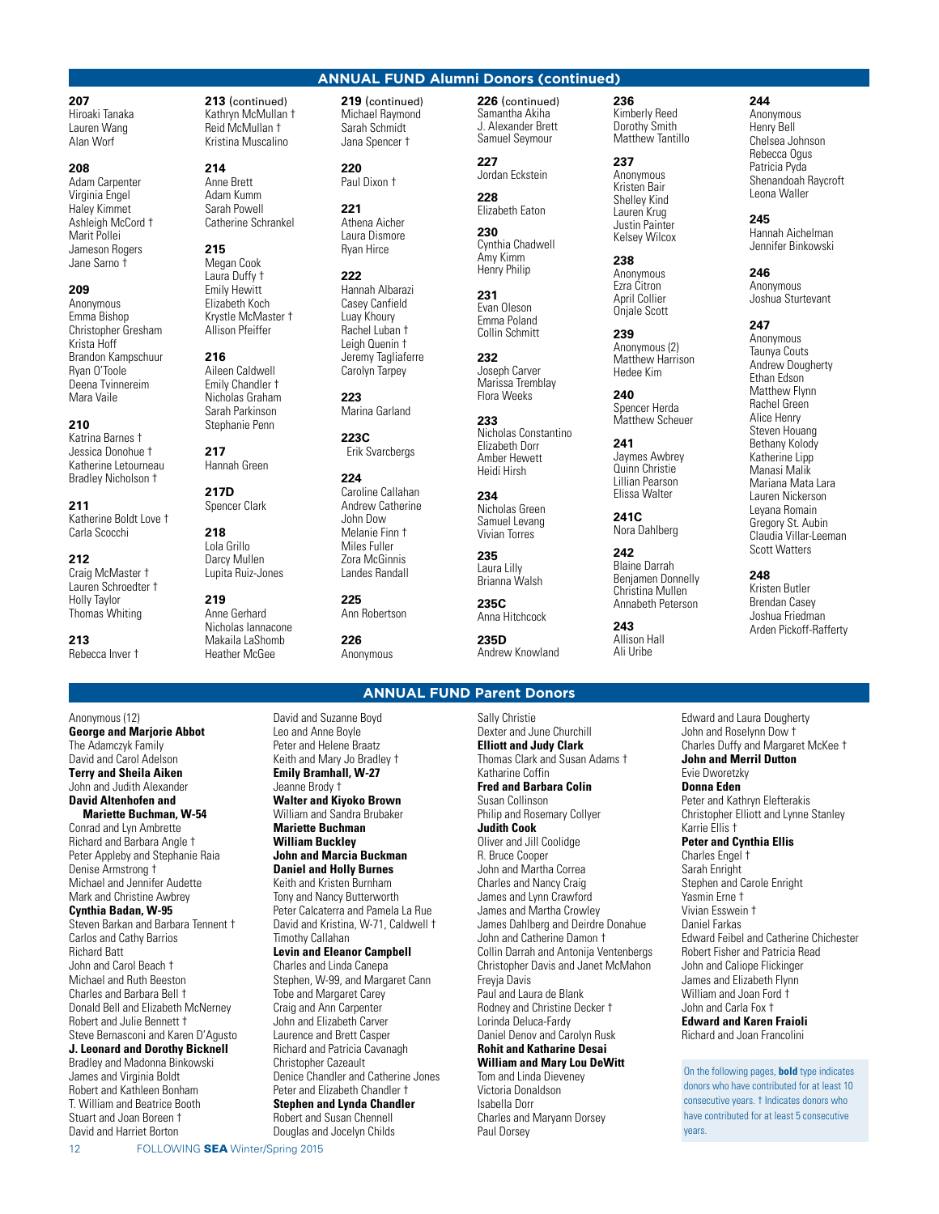## ANNUAL FUND Alumni Donors (continued)

**207**
Hiroaki Tanaka
Lauren Wang
Alan Worf

**208**
Adam Carpenter
Virginia Engel
Haley Kimmet
Ashleigh McCord †
Marit Pollei
Jameson Rogers
Jane Sarno †

**209**
Anonymous
Emma Bishop
Christopher Gresham
Krista Hoff
Brandon Kampschuur
Ryan O'Toole
Deena Tvinnereim
Mara Vaile

**210**
Katrina Barnes †
Jessica Donohue †
Katherine Letourneau
Bradley Nicholson †

**211**
Katherine Boldt Love †
Carla Scocchi

**212**
Craig McMaster †
Lauren Schroedter †
Holly Taylor
Thomas Whiting

**213**
Rebecca Inver †

**213** (continued)
Kathryn McMullan †
Reid McMullan †
Kristina Muscalino

**214**
Anne Brett
Adam Kumm
Sarah Powell
Catherine Schrankel

**215**
Megan Cook
Laura Duffy †
Emily Hewitt
Elizabeth Koch
Krystle McMaster †
Allison Pfeiffer

**216**
Aileen Caldwell
Emily Chandler †
Nicholas Graham
Sarah Parkinson
Stephanie Penn

**217**
Hannah Green

**217D**
Spencer Clark

**218**
Lola Grillo
Darcy Mullen
Lupita Ruiz-Jones

**219**
Anne Gerhard
Nicholas Iannacone
Makaila LaShomb
Heather McGee

**219** (continued)
Michael Raymond
Sarah Schmidt
Jana Spencer †

**220**
Paul Dixon †

**221**
Athena Aicher
Laura Dismore
Ryan Hirce

**222**
Hannah Albarazi
Casey Canfield
Luay Khoury
Rachel Luban †
Leigh Quenin †
Jeremy Tagliaferre
Carolyn Tarpey

**223**
Marina Garland

**223C**
Erik Svarcbergs

**224**
Caroline Callahan
Andrew Catherine
John Dow
Melanie Finn †
Miles Fuller
Zora McGinnis
Landes Randall

**225**
Ann Robertson

**226**
Anonymous

**226** (continued)
Samantha Akiha
J. Alexander Brett
Samuel Seymour

**227**
Jordan Eckstein

**228**
Elizabeth Eaton

**230**
Cynthia Chadwell
Amy Kimm
Henry Philip

**231**
Evan Oleson
Emma Poland
Collin Schmitt

**232**
Joseph Carver
Marissa Tremblay
Flora Weeks

**233**
Nicholas Constantino
Elizabeth Dorr
Amber Hewett
Heidi Hirsh

**234**
Nicholas Green
Samuel Levang
Vivian Torres

**235**
Laura Lilly
Brianna Walsh

**235C**
Anna Hitchcock

**235D**
Andrew Knowland

**236**
Kimberly Reed
Dorothy Smith
Matthew Tantillo

**237**
Anonymous
Kristen Bair
Shelley Kind
Lauren Krug
Justin Painter
Kelsey Wilcox

**238**
Anonymous
Ezra Citron
April Collier
Onjale Scott

**239**
Anonymous (2)
Matthew Harrison
Hedee Kim

**240**
Spencer Herda
Matthew Scheuer

**241**
Jaymes Awbrey
Quinn Christie
Lillian Pearson
Elissa Walter

**241C**
Nora Dahlberg

**242**
Blaine Darrah
Benjamen Donnelly
Christina Mullen
Annabeth Peterson

**243**
Allison Hall
Ali Uribe

**244**
Anonymous
Henry Bell
Chelsea Johnson
Rebecca Ogus
Patricia Pyda
Shenandoah Raycroft
Leona Waller

**245**
Hannah Aichelman
Jennifer Binkowski

**246**
Anonymous
Joshua Sturtevant

**247**
Anonymous
Taunya Couts
Andrew Dougherty
Ethan Edson
Matthew Flynn
Rachel Green
Alice Henry
Steven Houang
Bethany Kolody
Katherine Lipp
Manasi Malik
Mariana Mata Lara
Lauren Nickerson
Leyana Romain
Gregory St. Aubin
Claudia Villar-Leeman
Scott Watters

**248**
Kristen Butler
Brendan Casey
Joshua Friedman
Arden Pickoff-Rafferty

## ANNUAL FUND Parent Donors

Anonymous (12)
**George and Marjorie Abbot**
The Adamczyk Family
David and Carol Adelson
**Terry and Sheila Aiken**
John and Judith Alexander
**David Altenhofen and Mariette Buchman, W-54**
Conrad and Lyn Ambrette
Richard and Barbara Angle †
Peter Appleby and Stephanie Raia
Denise Armstrong †
Michael and Jennifer Audette
Mark and Christine Awbrey
**Cynthia Badan, W-95**
Steven Barkan and Barbara Tennent †
Carlos and Cathy Barrios
Richard Batt
John and Carol Beach †
Michael and Ruth Beeston
Charles and Barbara Bell †
Donald Bell and Elizabeth McNerney
Robert and Julie Bennett †
Steve Bernasconi and Karen D'Agusto
**J. Leonard and Dorothy Bicknell**
Bradley and Madonna Binkowski
James and Virginia Boldt
Robert and Kathleen Bonham
T. William and Beatrice Booth
Stuart and Joan Boreen †
David and Harriet Borton
David and Suzanne Boyd
Leo and Anne Boyle
Peter and Helene Braatz
Keith and Mary Jo Bradley †
**Emily Bramhall, W-27**
Jeanne Brody †
**Walter and Kiyoko Brown**
William and Sandra Brubaker
**Mariette Buchman**
**William Buckley**
**John and Marcia Buckman**
**Daniel and Holly Burnes**
Keith and Kristen Burnham
Tony and Nancy Butterworth
Peter Calcaterra and Pamela La Rue
David and Kristina, W-71, Caldwell †
Timothy Callahan
**Levin and Eleanor Campbell**
Charles and Linda Canepa
Stephen, W-99, and Margaret Cann
Tobe and Margaret Carey
Craig and Ann Carpenter
John and Elizabeth Carver
Laurence and Brett Casper
Richard and Patricia Cavanagh
Christopher Cazeault
Denice Chandler and Catherine Jones
Peter and Elizabeth Chandler †
**Stephen and Lynda Chandler**
Robert and Susan Chennell
Douglas and Jocelyn Childs
Sally Christie
Dexter and June Churchill
**Elliott and Judy Clark**
Thomas Clark and Susan Adams †
Katharine Coffin
**Fred and Barbara Colin**
Susan Collinson
Philip and Rosemary Collyer
**Judith Cook**
Oliver and Jill Coolidge
R. Bruce Cooper
John and Martha Correa
Charles and Nancy Craig
James and Lynn Crawford
James and Martha Crowley
James Dahlberg and Deirdre Donahue
John and Catherine Damon †
Collin Darrah and Antonija Ventenbergs
Christopher Davis and Janet McMahon
Freyja Davis
Paul and Laura de Blank
Rodney and Christine Decker †
Lorinda Deluca-Fardy
Daniel Denov and Carolyn Rusk
**Rohit and Katharine Desai**
**William and Mary Lou DeWitt**
Tom and Linda Dieveney
Victoria Donaldson
Isabella Dorr
Charles and Maryann Dorsey
Paul Dorsey
Edward and Laura Dougherty
John and Roselynn Dow †
Charles Duffy and Margaret McKee †
**John and Merril Dutton**
Evie Dworetzky
**Donna Eden**
Peter and Kathryn Elefterakis
Christopher Elliott and Lynne Stanley
Karrie Ellis †
**Peter and Cynthia Ellis**
Charles Engel †
Sarah Enright
Stephen and Carole Enright
Yasmin Erne †
Vivian Esswein †
Daniel Farkas
Edward Feibel and Catherine Chichester
Robert Fisher and Patricia Read
John and Caliope Flickinger
James and Elizabeth Flynn
William and Joan Ford †
John and Carla Fox †
**Edward and Karen Fraioli**
Richard and Joan Francolini

On the following pages, **bold** type indicates donors who have contributed for at least 10 consecutive years. † Indicates donors who have contributed for at least 5 consecutive years.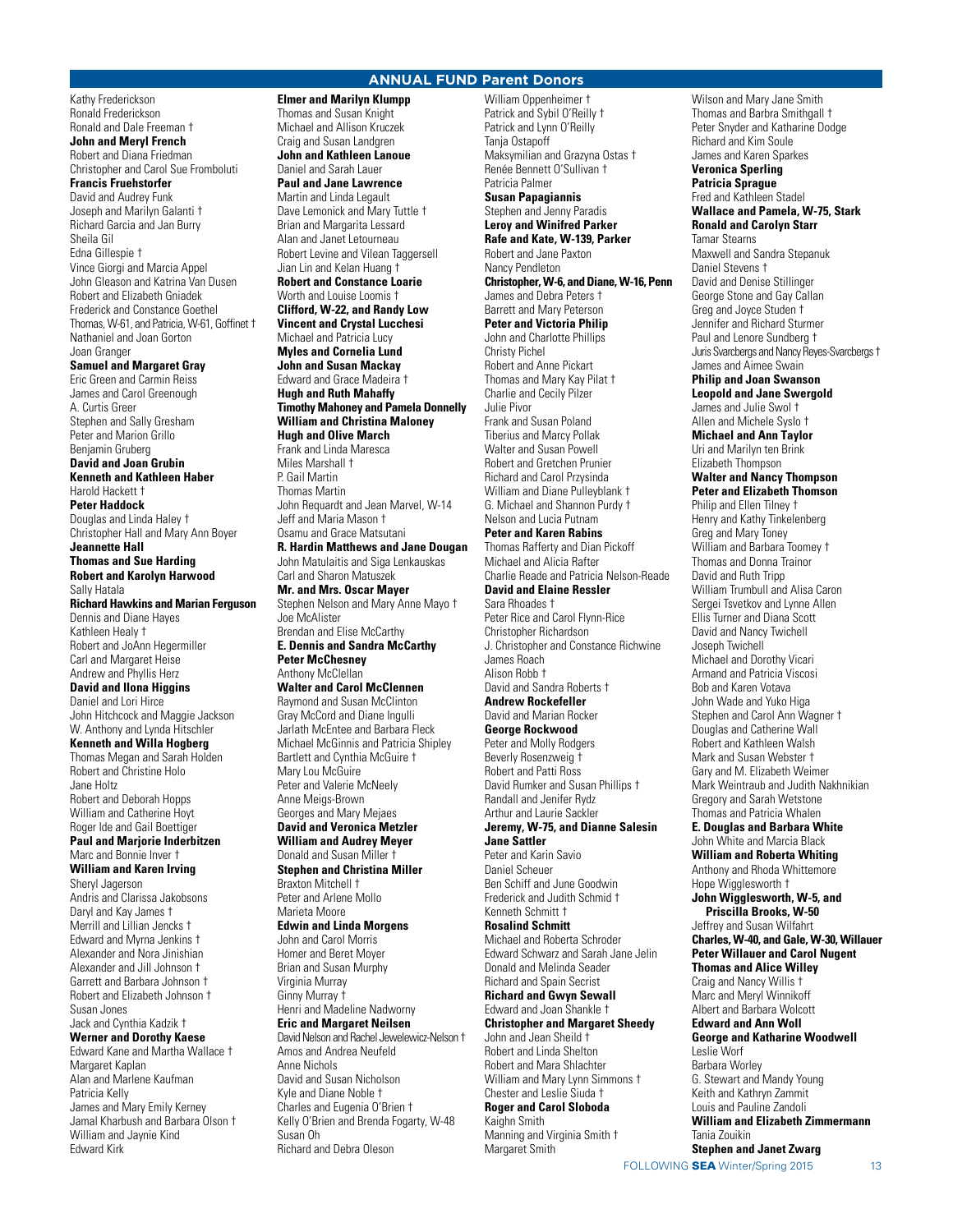## ANNUAL FUND Parent Donors

Kathy Frederickson
Ronald Frederickson
Ronald and Dale Freeman †
**John and Meryl French**
Robert and Diana Friedman
Christopher and Carol Sue Fromboluti
**Francis Fruehstorfer**
David and Audrey Funk
Joseph and Marilyn Galanti †
Richard Garcia and Jan Burry
Sheila Gil
Edna Gillespie †
Vince Giorgi and Marcia Appel
John Gleason and Katrina Van Dusen
Robert and Elizabeth Gniadek
Frederick and Constance Goethel
Thomas, W-61, and Patricia, W-61, Goffinet †
Nathaniel and Joan Gorton
Joan Granger
**Samuel and Margaret Gray**
Eric Green and Carmin Reiss
James and Carol Greenough
A. Curtis Greer
Stephen and Sally Gresham
Peter and Marion Grillo
Benjamin Gruberg
**David and Joan Grubin**
**Kenneth and Kathleen Haber**
Harold Hackett †
**Peter Haddock**
Douglas and Linda Haley †
Christopher Hall and Mary Ann Boyer
**Jeannette Hall**
**Thomas and Sue Harding**
**Robert and Karolyn Harwood**
Sally Hatala
**Richard Hawkins and Marian Ferguson**
Dennis and Diane Hayes
Kathleen Healy †
Robert and JoAnn Hegermiller
Carl and Margaret Heise
Andrew and Phyllis Herz
**David and Ilona Higgins**
Daniel and Lori Hirce
John Hitchcock and Maggie Jackson
W. Anthony and Lynda Hitschler
**Kenneth and Willa Hogberg**
Thomas Megan and Sarah Holden
Robert and Christine Holo
Jane Holtz
Robert and Deborah Hopps
William and Catherine Hoyt
Roger Ide and Gail Boettiger
**Paul and Marjorie Inderbitzen**
Marc and Bonnie Inver †
**William and Karen Irving**
Sheryl Jagerson
Andris and Clarissa Jakobsons
Daryl and Kay James †
Merrill and Lillian Jencks †
Edward and Myrna Jenkins †
Alexander and Nora Jinishian
Alexander and Jill Johnson †
Garrett and Barbara Johnson †
Robert and Elizabeth Johnson †
Susan Jones
Jack and Cynthia Kadzik †
**Werner and Dorothy Kaese**
Edward Kane and Martha Wallace †
Margaret Kaplan
Alan and Marlene Kaufman
Patricia Kelly
James and Mary Emily Kerney
Jamal Kharbush and Barbara Olson †
William and Jaynie Kind
Edward Kirk
**Elmer and Marilyn Klumpp**
Thomas and Susan Knight
Michael and Allison Kruczek
Craig and Susan Landgren
**John and Kathleen Lanoue**
Daniel and Sarah Lauer
**Paul and Jane Lawrence**
Martin and Linda Legault
Dave Lemonick and Mary Tuttle †
Brian and Margarita Lessard
Alan and Janet Letourneau
Robert Levine and Vilean Taggersell
Jian Lin and Kelan Huang †
**Robert and Constance Loarie**
Worth and Louise Loomis †
**Clifford, W-22, and Randy Low**
**Vincent and Crystal Lucchesi**
Michael and Patricia Lucy
**Myles and Cornelia Lund**
**John and Susan Mackay**
Edward and Grace Madeira †
**Hugh and Ruth Mahaffy**
**Timothy Mahoney and Pamela Donnelly**
**William and Christina Maloney**
**Hugh and Olive March**
Frank and Linda Maresca
Miles Marshall †
P. Gail Martin
Thomas Martin
John Requardt and Jean Marvel, W-14
Jeff and Maria Mason †
Osamu and Grace Matsutani
**R. Hardin Matthews and Jane Dougan**
John Matulaitis and Siga Lenkauskas
Carl and Sharon Matuszek
**Mr. and Mrs. Oscar Mayer**
Stephen Nelson and Mary Anne Mayo †
Joe McAlister
Brendan and Elise McCarthy
**E. Dennis and Sandra McCarthy**
**Peter McChesney**
Anthony McClellan
**Walter and Carol McClennen**
Raymond and Susan McClinton
Gray McCord and Diane Ingulli
Jarlath McEntee and Barbara Fleck
Michael McGinnis and Patricia Shipley
Bartlett and Cynthia McGuire †
Mary Lou McGuire
Peter and Valerie McNeely
Anne Meigs-Brown
Georges and Mary Mejaes
**David and Veronica Metzler**
**William and Audrey Meyer**
Donald and Susan Miller †
**Stephen and Christina Miller**
Braxton Mitchell †
Peter and Arlene Mollo
Marieta Moore
**Edwin and Linda Morgens**
John and Carol Morris
Homer and Beret Moyer
Brian and Susan Murphy
Virginia Murray
Ginny Murray †
Henri and Madeline Nadworny
**Eric and Margaret Neilsen**
David Nelson and Rachel Jewelewicz-Nelson †
Amos and Andrea Neufeld
Anne Nichols
David and Susan Nicholson
Kyle and Diane Noble †
Charles and Eugenia O'Brien †
Kelly O'Brien and Brenda Fogarty, W-48
Susan Oh
Richard and Debra Oleson
William Oppenheimer †
Patrick and Sybil O'Reilly †
Patrick and Lynn O'Reilly
Tanja Ostapoff
Maksymilian and Grazyna Ostas †
Renée Bennett O'Sullivan †
Patricia Palmer
**Susan Papagiannis**
Stephen and Jenny Paradis
**Leroy and Winifred Parker**
**Rafe and Kate, W-139, Parker**
Robert and Jane Paxton
Nancy Pendleton
**Christopher, W-6, and Diane, W-16, Penn**
James and Debra Peters †
Barrett and Mary Peterson
**Peter and Victoria Philip**
John and Charlotte Phillips
Christy Pichel
Robert and Anne Pickart
Thomas and Mary Kay Pilat †
Charlie and Cecily Pilzer
Julie Pivor
Frank and Susan Poland
Tiberius and Marcy Pollak
Walter and Susan Powell
Robert and Gretchen Prunier
Richard and Carol Przysinda
William and Diane Pulleyblank †
G. Michael and Shannon Purdy †
Nelson and Lucia Putnam
**Peter and Karen Rabins**
Thomas Rafferty and Dian Pickoff
Michael and Alicia Rafter
Charlie Reade and Patricia Nelson-Reade
**David and Elaine Ressler**
Sara Rhoades †
Peter Rice and Carol Flynn-Rice
Christopher Richardson
J. Christopher and Constance Richwine
James Roach
Alison Robb †
David and Sandra Roberts †
**Andrew Rockefeller**
David and Marian Rocker
**George Rockwood**
Peter and Molly Rodgers
Beverly Rosenzweig †
Robert and Patti Ross
David Rumker and Susan Phillips †
Randall and Jenifer Rydz
Arthur and Laurie Sackler
**Jeremy, W-75, and Dianne Salesin**
**Jane Sattler**
Peter and Karin Savio
Daniel Scheuer
Ben Schiff and June Goodwin
Frederick and Judith Schmid †
Kenneth Schmitt †
**Rosalind Schmitt**
Michael and Roberta Schroder
Edward Schwarz and Sarah Jane Jelin
Donald and Melinda Seader
Richard and Spain Secrist
**Richard and Gwyn Sewall**
Edward and Joan Shankle †
**Christopher and Margaret Sheedy**
John and Jean Sheild †
Robert and Linda Shelton
Robert and Mara Shlachter
William and Mary Lynn Simmons †
Chester and Leslie Siuda †
**Roger and Carol Sloboda**
Kaighn Smith
Manning and Virginia Smith †
Margaret Smith
Wilson and Mary Jane Smith
Thomas and Barbra Smithgall †
Peter Snyder and Katharine Dodge
Richard and Kim Soule
James and Karen Sparkes
**Veronica Sperling**
**Patricia Sprague**
Fred and Kathleen Stadel
**Wallace and Pamela, W-75, Stark**
**Ronald and Carolyn Starr**
Tamar Stearns
Maxwell and Sandra Stepanuk
Daniel Stevens †
David and Denise Stillinger
George Stone and Gay Callan
Greg and Joyce Studen †
Jennifer and Richard Sturmer
Paul and Lenore Sundberg †
Juris Svarcbergs and Nancy Reyes-Svarcbergs †
James and Aimee Swain
**Philip and Joan Swanson**
**Leopold and Jane Swergold**
James and Julie Swol †
Allen and Michele Syslo †
**Michael and Ann Taylor**
Uri and Marilyn ten Brink
Elizabeth Thompson
**Walter and Nancy Thompson**
**Peter and Elizabeth Thomson**
Philip and Ellen Tilney †
Henry and Kathy Tinkelenberg
Greg and Mary Toney
William and Barbara Toomey †
Thomas and Donna Trainor
David and Ruth Tripp
William Trumbull and Alisa Caron
Sergei Tsvetkov and Lynne Allen
Ellis Turner and Diana Scott
David and Nancy Twichell
Joseph Twichell
Michael and Dorothy Vicari
Armand and Patricia Viscosi
Bob and Karen Votava
John Wade and Yuko Higa
Stephen and Carol Ann Wagner †
Douglas and Catherine Wall
Robert and Kathleen Walsh
Mark and Susan Webster †
Gary and M. Elizabeth Weimer
Mark Weintraub and Judith Nakhnikian
Gregory and Sarah Wetstone
Thomas and Patricia Whalen
**E. Douglas and Barbara White**
John White and Marcia Black
**William and Roberta Whiting**
Anthony and Rhoda Whittemore
Hope Wigglesworth †
**John Wigglesworth, W-5, and Priscilla Brooks, W-50**
Jeffrey and Susan Wilfahrt
**Charles, W-40, and Gale, W-30, Willauer**
**Peter Willauer and Carol Nugent**
**Thomas and Alice Willey**
Craig and Nancy Willis †
Marc and Meryl Winnikoff
Albert and Barbara Wolcott
**Edward and Ann Woll**
**George and Katharine Woodwell**
Leslie Worf
Barbara Worley
G. Stewart and Mandy Young
Keith and Kathryn Zammit
Louis and Pauline Zandoli
**William and Elizabeth Zimmermann**
Tania Zouikin
**Stephen and Janet Zwarg**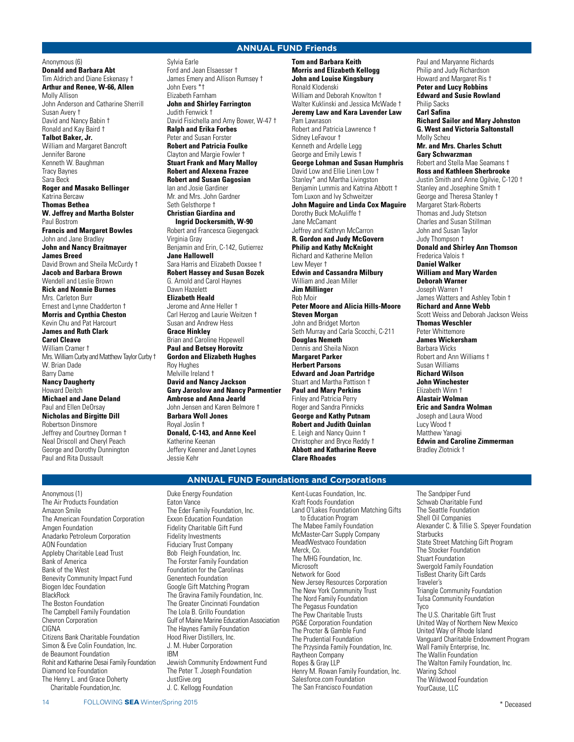## ANNUAL FUND Friends

Anonymous (6)
**Donald and Barbara Abt**
Tim Aldrich and Diane Eskenasy †
**Arthur and Renee, W-66, Allen**
Molly Allison
John Anderson and Catharine Sherrill
Susan Avery †
David and Nancy Babin †
Ronald and Kay Baird †
**Talbot Baker, Jr.**
William and Margaret Bancroft
Jennifer Barone
Kenneth W. Baughman
Tracy Baynes
Sara Beck
**Roger and Masako Bellinger**
Katrina Bercaw
**Thomas Bethea**
**W. Jeffrey and Martha Bolster**
Paul Bostrom
**Francis and Margaret Bowles**
John and Jane Bradley
**John and Nancy Braitmayer**
**James Breed**
David Brown and Sheila McCurdy †
**Jacob and Barbara Brown**
Wendell and Leslie Brown
**Rick and Nonnie Burnes**
Mrs. Carleton Burr
Ernest and Lynne Chadderton †
**Morris and Cynthia Cheston**
Kevin Chu and Pat Harcourt
**James and Ruth Clark**
**Carol Cleave**
William Cramer †
Mrs. William Curby and Matthew Taylor Curby †
W. Brian Dade
Barry Dame
**Nancy Daugherty**
Howard Deitch
**Michael and Jane Deland**
Paul and Ellen DeOrsay
**Nicholas and Birgitte Dill**
Robertson Dinsmore
Jeffrey and Courtney Dorman †
Neal Driscoll and Cheryl Peach
George and Dorothy Dunnington
Paul and Rita Dussault
Sylvia Earle
Ford and Jean Elsaesser †
James Emery and Allison Rumsey †
John Evers *†
Elizabeth Farnham
**John and Shirley Farrington**
Judith Fenwick †
David Fisichella and Amy Bower, W-47 †
**Ralph and Erika Forbes**
Peter and Susan Forster
**Robert and Patricia Foulke**
Clayton and Margie Fowler †
**Stuart Frank and Mary Malloy**
**Robert and Alexena Frazee**
**Robert and Susan Gagosian**
Ian and Josie Gardiner
Mr. and Mrs. John Gardner
Seth Gelsthorpe †
**Christian Giardina and Ingrid Dockersmith, W-90**
Robert and Francesca Giegengack
Virginia Gray
Benjamin and Erin, C-142, Gutierrez
**Jane Hallowell**
Sara Harris and Elizabeth Doxsee †
**Robert Hassey and Susan Bozek**
G. Arnold and Carol Haynes
Dawn Hazelett
**Elizabeth Heald**
Jerome and Anne Heller †
Carl Herzog and Laurie Weitzen †
Susan and Andrew Hess
**Grace Hinkley**
Brian and Caroline Hopewell
**Paul and Betsey Horovitz**
**Gordon and Elizabeth Hughes**
Roy Hughes
Melville Ireland †
**David and Nancy Jackson**
**Gary Jaroslow and Nancy Parmentier**
**Ambrose and Anna Jearld**
John Jensen and Karen Belmore †
**Barbara Woll Jones**
Royal Joslin †
**Donald, C-143, and Anne Keel**
Katherine Keenan
Jeffery Keener and Janet Loynes
Jessie Kehr
**Tom and Barbara Keith**
**Morris and Elizabeth Kellogg**
**John and Louise Kingsbury**
Ronald Klodenski
William and Deborah Knowlton †
Walter Kuklinski and Jessica McWade †
**Jeremy Law and Kara Lavender Law**
Pam Lawrason
Robert and Patricia Lawrence †
Sidney LeFavour †
Kenneth and Ardelle Legg
George and Emily Lewis †
**George Lohman and Susan Humphris**
David Low and Ellie Linen Low †
Stanley* and Martha Livingston
Benjamin Lummis and Katrina Abbott †
Tom Luxon and Ivy Schweitzer
**John Maguire and Linda Cox Maguire**
Dorothy Buck McAuliffe †
Jane McCamant
Jeffrey and Kathryn McCarron
**R. Gordon and Judy McGovern**
**Philip and Kathy McKnight**
Richard and Katherine Mellon
Lew Meyer †
**Edwin and Cassandra Milbury**
William and Jean Miller
**Jim Millinger**
Rob Moir
**Peter Moore and Alicia Hills-Moore**
**Steven Morgan**
John and Bridget Morton
Seth Murray and Carla Scocchi, C-211
**Douglas Nemeth**
Dennis and Sheila Nixon
**Margaret Parker**
**Herbert Parsons**
**Edward and Joan Partridge**
Stuart and Martha Pattison †
**Paul and Mary Perkins**
Finley and Patricia Perry
Roger and Sandra Pinnicks
**George and Kathy Putnam**
**Robert and Judith Quinlan**
E. Leigh and Nancy Quinn †
Christopher and Bryce Reddy †
**Abbott and Katharine Reeve**
**Clare Rhoades**
Paul and Maryanne Richards
Philip and Judy Richardson
Howard and Margaret Ris †
**Peter and Lucy Robbins**
**Edward and Susie Rowland**
Philip Sacks
**Carl Safina**
**Richard Sailor and Mary Johnston**
**G. West and Victoria Saltonstall**
Molly Scheu
**Mr. and Mrs. Charles Schutt**
**Gary Schwarzman**
Robert and Stella Mae Seamans †
**Ross and Kathleen Sherbrooke**
Justin Smith and Anne Ogilvie, C-120 †
Stanley and Josephine Smith †
George and Theresa Stanley †
Margaret Stark-Roberts
Thomas and Judy Stetson
Charles and Susan Stillman
John and Susan Taylor
Judy Thompson †
**Donald and Shirley Ann Thomson**
Frederica Valois †
**Daniel Walker**
**William and Mary Warden**
**Deborah Warner**
Joseph Warren †
James Watters and Ashley Tobin †
**Richard and Anne Webb**
Scott Weiss and Deborah Jackson Weiss
**Thomas Weschler**
Peter Whittemore
**James Wickersham**
Barbara Wicks
Robert and Ann Williams †
Susan Williams
**Richard Wilson**
**John Winchester**
Elizabeth Winn †
**Alastair Wolman**
**Eric and Sandra Wolman**
Joseph and Laura Wood
Lucy Wood †
Matthew Yanagi
**Edwin and Caroline Zimmerman**
Bradley Zlotnick †

## ANNUAL FUND Foundations and Corporations

Anonymous (1)
The Air Products Foundation
Amazon Smile
The American Foundation Corporation
Amgen Foundation
Anadarko Petroleum Corporation
AON Foundation
Appleby Charitable Lead Trust
Bank of America
Bank of the West
Benevity Community Impact Fund
Biogen Idec Foundation
BlackRock
The Boston Foundation
The Campbell Family Foundation
Chevron Corporation
CIGNA
Citizens Bank Charitable Foundation
Simon & Eve Colin Foundation, Inc.
de Beaumont Foundation
Rohit and Katharine Desai Family Foundation
Diamond Ice Foundation
The Henry L. and Grace Doherty Charitable Foundation,Inc.
Duke Energy Foundation
Eaton Vance
The Eder Family Foundation, Inc.
Exxon Education Foundation
Fidelity Charitable Gift Fund
Fidelity Investments
Fiduciary Trust Company
Bob Fleigh Foundation, Inc.
The Forster Family Foundation
Foundation for the Carolinas
Genentech Foundation
Google Gift Matching Program
The Gravina Family Foundation, Inc.
The Greater Cincinnati Foundation
The Lola B. Grillo Foundation
Gulf of Maine Marine Education Association
The Haynes Family Foundation
Hood River Distillers, Inc.
J. M. Huber Corporation
IBM
Jewish Community Endowment Fund
The Peter T. Joseph Foundation
JustGive.org
J. C. Kellogg Foundation
Kent-Lucas Foundation, Inc.
Kraft Foods Foundation
Land O'Lakes Foundation Matching Gifts to Education Program
The Mabee Family Foundation
McMaster-Carr Supply Company
MeadWestvaco Foundation
Merck, Co.
The MHG Foundation, Inc.
Microsoft
Network for Good
New Jersey Resources Corporation
The New York Community Trust
The Nord Family Foundation
The Pegasus Foundation
The Pew Charitable Trusts
PG&E Corporation Foundation
The Procter & Gamble Fund
The Prudential Foundation
The Przysinda Family Foundation, Inc.
Raytheon Company
Ropes & Gray LLP
Henry M. Rowan Family Foundation, Inc.
Salesforce.com Foundation
The San Francisco Foundation
The Sandpiper Fund
Schwab Charitable Fund
The Seattle Foundation
Shell Oil Companies
Alexander C. & Tillie S. Speyer Foundation
Starbucks
State Street Matching Gift Program
The Stocker Foundation
Stuart Foundation
Swergold Family Foundation
TisBest Charity Gift Cards
Traveler's
Triangle Community Foundation
Tulsa Community Foundation
Tyco
The U.S. Charitable Gift Trust
United Way of Northern New Mexico
United Way of Rhode Island
Vanguard Charitable Endowment Program
Wall Family Enterprise, Inc.
The Wallin Foundation
The Walton Family Foundation, Inc.
Waring School
The Wildwood Foundation
YourCause, LLC

\* Deceased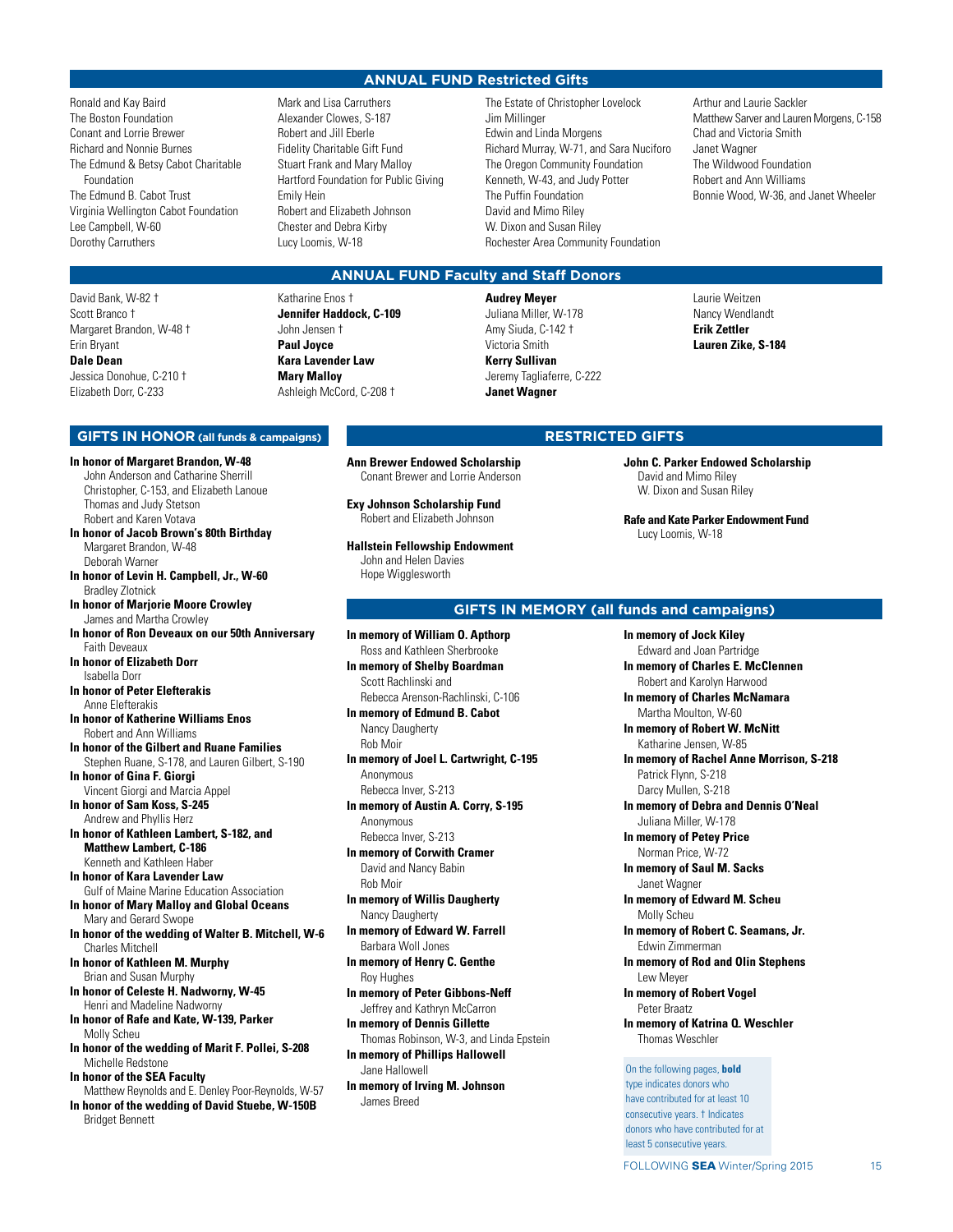## ANNUAL FUND Restricted Gifts

Ronald and Kay Baird
The Boston Foundation
Conant and Lorrie Brewer
Richard and Nonnie Burnes
The Edmund & Betsy Cabot Charitable Foundation
The Edmund B. Cabot Trust
Virginia Wellington Cabot Foundation
Lee Campbell, W-60
Dorothy Carruthers
Mark and Lisa Carruthers
Alexander Clowes, S-187
Robert and Jill Eberle
Fidelity Charitable Gift Fund
Stuart Frank and Mary Malloy
Hartford Foundation for Public Giving
Emily Hein
Robert and Elizabeth Johnson
Chester and Debra Kirby
Lucy Loomis, W-18
The Estate of Christopher Lovelock
Jim Millinger
Edwin and Linda Morgens
Richard Murray, W-71, and Sara Nuciforo
The Oregon Community Foundation
Kenneth, W-43, and Judy Potter
The Puffin Foundation
David and Mimo Riley
W. Dixon and Susan Riley
Rochester Area Community Foundation
Arthur and Laurie Sackler
Matthew Sarver and Lauren Morgens, C-158
Chad and Victoria Smith
Janet Wagner
The Wildwood Foundation
Robert and Ann Williams
Bonnie Wood, W-36, and Janet Wheeler

## ANNUAL FUND Faculty and Staff Donors

David Bank, W-82 †
Scott Branco †
Margaret Brandon, W-48 †
Erin Bryant
**Dale Dean**
Jessica Donohue, C-210 †
Elizabeth Dorr, C-233
Katharine Enos †
**Jennifer Haddock, C-109**
John Jensen †
**Paul Joyce**
**Kara Lavender Law**
**Mary Malloy**
Ashleigh McCord, C-208 †
**Audrey Meyer**
Juliana Miller, W-178
Amy Siuda, C-142 †
Victoria Smith
**Kerry Sullivan**
Jeremy Tagliaferre, C-222
**Janet Wagner**
Laurie Weitzen
Nancy Wendlandt
**Erik Zettler**
**Lauren Zike, S-184**

## GIFTS IN HONOR (all funds & campaigns)

**In honor of Margaret Brandon, W-48**
John Anderson and Catharine Sherrill
Christopher, C-153, and Elizabeth Lanoue
Thomas and Judy Stetson
Robert and Karen Votava

**In honor of Jacob Brown's 80th Birthday**
Margaret Brandon, W-48
Deborah Warner

**In honor of Levin H. Campbell, Jr., W-60**
Bradley Zlotnick

**In honor of Marjorie Moore Crowley**
James and Martha Crowley

**In honor of Ron Deveaux on our 50th Anniversary**
Faith Deveaux

**In honor of Elizabeth Dorr**
Isabella Dorr

**In honor of Peter Elefterakis**
Anne Elefterakis

**In honor of Katherine Williams Enos**
Robert and Ann Williams

**In honor of the Gilbert and Ruane Families**
Stephen Ruane, S-178, and Lauren Gilbert, S-190

**In honor of Gina F. Giorgi**
Vincent Giorgi and Marcia Appel

**In honor of Sam Koss, S-245**
Andrew and Phyllis Herz

**In honor of Kathleen Lambert, S-182, and Matthew Lambert, C-186**
Kenneth and Kathleen Haber

**In honor of Kara Lavender Law**
Gulf of Maine Marine Education Association

**In honor of Mary Malloy and Global Oceans**
Mary and Gerard Swope

**In honor of the wedding of Walter B. Mitchell, W-6**
Charles Mitchell

**In honor of Kathleen M. Murphy**
Brian and Susan Murphy

**In honor of Celeste H. Nadworny, W-45**
Henri and Madeline Nadworny

**In honor of Rafe and Kate, W-139, Parker**
Molly Scheu

**In honor of the wedding of Marit F. Pollei, S-208**
Michelle Redstone

**In honor of the SEA Faculty**
Matthew Reynolds and E. Denley Poor-Reynolds, W-57

**In honor of the wedding of David Stuebe, W-150B**
Bridget Bennett

## RESTRICTED GIFTS

**Ann Brewer Endowed Scholarship**
Conant Brewer and Lorrie Anderson

**Exy Johnson Scholarship Fund**
Robert and Elizabeth Johnson

**Hallstein Fellowship Endowment**
John and Helen Davies
Hope Wigglesworth

**John C. Parker Endowed Scholarship**
David and Mimo Riley
W. Dixon and Susan Riley

**Rafe and Kate Parker Endowment Fund**
Lucy Loomis, W-18

## GIFTS IN MEMORY (all funds and campaigns)

**In memory of William O. Apthorp**
Ross and Kathleen Sherbrooke

**In memory of Shelby Boardman**
Scott Rachlinski and Rebecca Arenson-Rachlinski, C-106

**In memory of Edmund B. Cabot**
Nancy Daugherty
Rob Moir

**In memory of Joel L. Cartwright, C-195**
Anonymous
Rebecca Inver, S-213

**In memory of Austin A. Corry, S-195**
Anonymous
Rebecca Inver, S-213

**In memory of Corwith Cramer**
David and Nancy Babin
Rob Moir

**In memory of Willis Daugherty**
Nancy Daugherty

**In memory of Edward W. Farrell**
Barbara Woll Jones

**In memory of Henry C. Genthe**
Roy Hughes

**In memory of Peter Gibbons-Neff**
Jeffrey and Kathryn McCarron

**In memory of Dennis Gillette**
Thomas Robinson, W-3, and Linda Epstein

**In memory of Phillips Hallowell**
Jane Hallowell

**In memory of Irving M. Johnson**
James Breed

**In memory of Jock Kiley**
Edward and Joan Partridge

**In memory of Charles E. McClennen**
Robert and Karolyn Harwood

**In memory of Charles McNamara**
Martha Moulton, W-60

**In memory of Robert W. McNitt**
Katharine Jensen, W-85

**In memory of Rachel Anne Morrison, S-218**
Patrick Flynn, S-218
Darcy Mullen, S-218

**In memory of Debra and Dennis O'Neal**
Juliana Miller, W-178

**In memory of Petey Price**
Norman Price, W-72

**In memory of Saul M. Sacks**
Janet Wagner

**In memory of Edward M. Scheu**
Molly Scheu

**In memory of Robert C. Seamans, Jr.**
Edwin Zimmerman

**In memory of Rod and Olin Stephens**
Lew Meyer

**In memory of Robert Vogel**
Peter Braatz

**In memory of Katrina Q. Weschler**
Thomas Weschler

On the following pages, **bold** type indicates donors who have contributed for at least 10 consecutive years. † Indicates donors who have contributed for at least 5 consecutive years.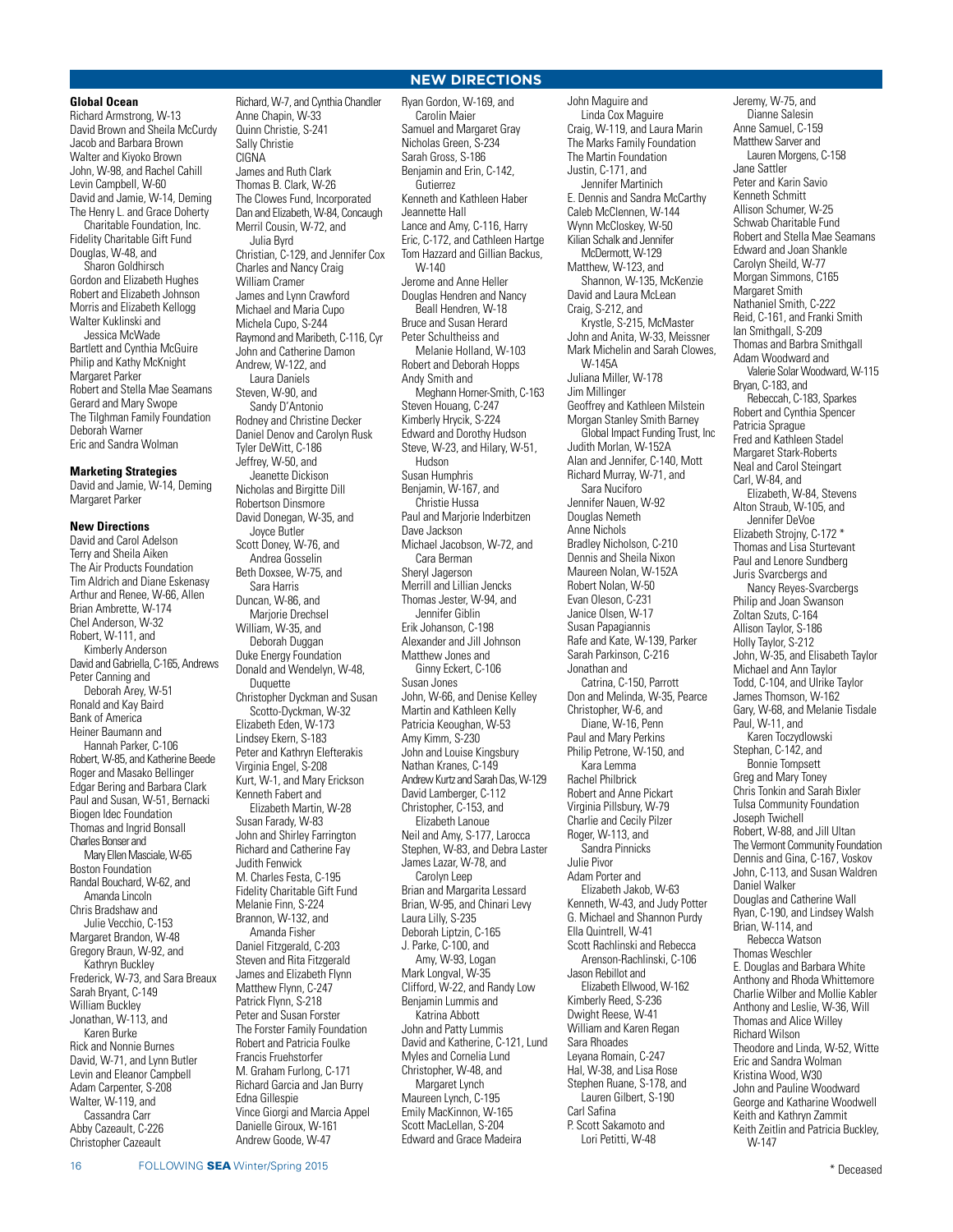## NEW DIRECTIONS

### Global Ocean

Richard Armstrong, W-13
David Brown and Sheila McCurdy
Jacob and Barbara Brown
Walter and Kiyoko Brown
John, W-98, and Rachel Cahill
Levin Campbell, W-60
David and Jamie, W-14, Deming
The Henry L. and Grace Doherty Charitable Foundation, Inc.
Fidelity Charitable Gift Fund
Douglas, W-48, and Sharon Goldhirsch
Gordon and Elizabeth Hughes
Robert and Elizabeth Johnson
Morris and Elizabeth Kellogg
Walter Kuklinski and Jessica McWade
Bartlett and Cynthia McGuire
Philip and Kathy McKnight
Margaret Parker
Robert and Stella Mae Seamans
Gerard and Mary Swope
The Tilghman Family Foundation
Deborah Warner
Eric and Sandra Wolman

### Marketing Strategies

David and Jamie, W-14, Deming
Margaret Parker

### New Directions

David and Carol Adelson
Terry and Sheila Aiken
The Air Products Foundation
Tim Aldrich and Diane Eskenasy
Arthur and Renee, W-66, Allen
Brian Ambrette, W-174
Chel Anderson, W-32
Robert, W-111, and Kimberly Anderson
David and Gabriella, C-165, Andrews
Peter Canning and Deborah Arey, W-51
Ronald and Kay Baird
Bank of America
Heiner Baumann and Hannah Parker, C-106
Robert, W-85, and Katherine Beede
Roger and Masako Bellinger
Edgar Bering and Barbara Clark
Paul and Susan, W-51, Bernacki
Biogen Idec Foundation
Thomas and Ingrid Bonsall
Charles Bonser and Mary Ellen Masciale, W-65
Boston Foundation
Randal Bouchard, W-62, and Amanda Lincoln
Chris Bradshaw and Julie Vecchio, C-153
Margaret Brandon, W-48
Gregory Braun, W-92, and Kathryn Buckley
Frederick, W-73, and Sara Breaux
Sarah Bryant, C-149
William Buckley
Jonathan, W-113, and Karen Burke
Rick and Nonnie Burnes
David, W-71, and Lynn Butler
Levin and Eleanor Campbell
Adam Carpenter, S-208
Walter, W-119, and Cassandra Carr
Abby Cazeault, C-226
Christopher Cazeault
Richard, W-7, and Cynthia Chandler
Anne Chapin, W-33
Quinn Christie, S-241
Sally Christie
CIGNA
James and Ruth Clark
Thomas B. Clark, W-26
The Clowes Fund, Incorporated
Dan and Elizabeth, W-84, Concaugh
Merril Cousin, W-72, and Julia Byrd
Christian, C-129, and Jennifer Cox
Charles and Nancy Craig
William Cramer
James and Lynn Crawford
Michael and Maria Cupo
Michela Cupo, S-244
Raymond and Maribeth, C-116, Cyr
John and Catherine Damon
Andrew, W-122, and Laura Daniels
Steven, W-90, and Sandy D'Antonio
Rodney and Christine Decker
Daniel Denov and Carolyn Rusk
Tyler DeWitt, C-186
Jeffrey, W-50, and Jeanette Dickison
Nicholas and Birgitte Dill
Robertson Dinsmore
David Donegan, W-35, and Joyce Butler
Scott Doney, W-76, and Andrea Gosselin
Beth Doxsee, W-75, and Sara Harris
Duncan, W-86, and Marjorie Drechsel
William, W-35, and Deborah Duggan
Duke Energy Foundation
Donald and Wendelyn, W-48, Duquette
Christopher Dyckman and Susan Scotto-Dyckman, W-32
Elizabeth Eden, W-173
Lindsey Ekern, S-183
Peter and Kathryn Elefterakis
Virginia Engel, S-208
Kurt, W-1, and Mary Erickson
Kenneth Fabert and Elizabeth Martin, W-28
Susan Farady, W-83
John and Shirley Farrington
Richard and Catherine Fay
Judith Fenwick
M. Charles Festa, C-195
Fidelity Charitable Gift Fund
Melanie Finn, S-224
Brannon, W-132, and Amanda Fisher
Daniel Fitzgerald, C-203
Steven and Rita Fitzgerald
James and Elizabeth Flynn
Matthew Flynn, C-247
Patrick Flynn, S-218
Peter and Susan Forster
The Forster Family Foundation
Robert and Patricia Foulke
Francis Fruehstorfer
M. Graham Furlong, C-171
Richard Garcia and Jan Burry
Edna Gillespie
Vince Giorgi and Marcia Appel
Danielle Giroux, W-161
Andrew Goode, W-47
Ryan Gordon, W-169, and Carolin Maier
Samuel and Margaret Gray
Nicholas Green, S-234
Sarah Gross, S-186
Benjamin and Erin, C-142, Gutierrez
Kenneth and Kathleen Haber
Jeannette Hall
Lance and Amy, C-116, Harry
Eric, C-172, and Cathleen Hartge
Tom Hazzard and Gillian Backus, W-140
Jerome and Anne Heller
Douglas Hendren and Nancy Beall Hendren, W-18
Bruce and Susan Herard
Peter Schultheiss and Melanie Holland, W-103
Robert and Deborah Hopps
Andy Smith and Meghann Horner-Smith, C-163
Steven Houang, C-247
Kimberly Hrycik, S-224
Edward and Dorothy Hudson
Steve, W-23, and Hilary, W-51, Hudson
Susan Humphris
Benjamin, W-167, and Christie Hussa
Paul and Marjorie Inderbitzen
Dave Jackson
Michael Jacobson, W-72, and Cara Berman
Sheryl Jagerson
Merrill and Lillian Jencks
Thomas Jester, W-94, and Jennifer Giblin
Erik Johanson, C-198
Alexander and Jill Johnson
Matthew Jones and Ginny Eckert, C-106
Susan Jones
John, W-66, and Denise Kelley
Martin and Kathleen Kelly
Patricia Keoughan, W-53
Amy Kimm, S-230
John and Louise Kingsbury
Nathan Kranes, C-149
Andrew Kurtz and Sarah Das, W-129
David Lamberger, C-112
Christopher, C-153, and Elizabeth Lanoue
Neil and Amy, S-177, Larocca
Stephen, W-83, and Debra Laster
James Lazar, W-78, and Carolyn Leep
Brian and Margarita Lessard
Brian, W-95, and Chinari Levy
Laura Lilly, S-235
Deborah Liptzin, C-165
J. Parke, C-100, and Amy, W-93, Logan
Mark Longval, W-35
Clifford, W-22, and Randy Low
Benjamin Lummis and Katrina Abbott
John and Patty Lummis
David and Katherine, C-121, Lund
Myles and Cornelia Lund
Christopher, W-48, and Margaret Lynch
Maureen Lynch, C-195
Emily MacKinnon, W-165
Scott MacLellan, S-204
Edward and Grace Madeira
John Maguire and Linda Cox Maguire
Craig, W-119, and Laura Marin
The Marks Family Foundation
The Martin Foundation
Justin, C-171, and Jennifer Martinich
E. Dennis and Sandra McCarthy
Caleb McClennen, W-144
Wynn McCloskey, W-50
Kilian Schalk and Jennifer McDermott, W-129
Matthew, W-123, and Shannon, W-135, McKenzie
David and Laura McLean
Craig, S-212, and Krystle, S-215, McMaster
John and Anita, W-33, Meissner
Mark Michelin and Sarah Clowes, W-145A
Juliana Miller, W-178
Jim Millinger
Geoffrey and Kathleen Milstein
Morgan Stanley Smith Barney Global Impact Funding Trust, Inc
Judith Morlan, W-152A
Alan and Jennifer, C-140, Mott
Richard Murray, W-71, and Sara Nuciforo
Jennifer Nauen, W-92
Douglas Nemeth
Anne Nichols
Bradley Nicholson, C-210
Dennis and Sheila Nixon
Maureen Nolan, W-152A
Robert Nolan, W-50
Evan Oleson, C-231
Janice Olsen, W-17
Susan Papagiannis
Rafe and Kate, W-139, Parker
Sarah Parkinson, C-216
Jonathan and Catrina, C-150, Parrott
Don and Melinda, W-35, Pearce
Christopher, W-6, and Diane, W-16, Penn
Paul and Mary Perkins
Philip Petrone, W-150, and Kara Lemma
Rachel Philbrick
Robert and Anne Pickart
Virginia Pillsbury, W-79
Charlie and Cecily Pilzer
Roger, W-113, and Sandra Pinnicks
Julie Pivor
Adam Porter and Elizabeth Jakob, W-63
Kenneth, W-43, and Judy Potter
G. Michael and Shannon Purdy
Ella Quintrell, W-41
Scott Rachlinski and Rebecca Arenson-Rachlinski, C-106
Jason Rebillot and Elizabeth Ellwood, W-162
Kimberly Reed, S-236
Dwight Reese, W-41
William and Karen Regan
Sara Rhoades
Leyana Romain, C-247
Hal, W-38, and Lisa Rose
Stephen Ruane, S-178, and Lauren Gilbert, S-190
Carl Safina
P. Scott Sakamoto and Lori Petitti, W-48
Jeremy, W-75, and Dianne Salesin
Anne Samuel, C-159
Matthew Sarver and Lauren Morgens, C-158
Jane Sattler
Peter and Karin Savio
Kenneth Schmitt
Allison Schumer, W-25
Schwab Charitable Fund
Robert and Stella Mae Seamans
Edward and Joan Shankle
Carolyn Sheild, W-77
Morgan Simmons, C165
Margaret Smith
Nathaniel Smith, C-222
Reid, C-161, and Franki Smith
Ian Smithgall, S-209
Thomas and Barbra Smithgall
Adam Woodward and Valerie Solar Woodward, W-115
Bryan, C-183, and Rebeccah, C-183, Sparkes
Robert and Cynthia Spencer
Patricia Sprague
Fred and Kathleen Stadel
Margaret Stark-Roberts
Neal and Carol Steingart
Carl, W-84, and Elizabeth, W-84, Stevens
Alton Straub, W-105, and Jennifer DeVoe
Elizabeth Strojny, C-172 *
Thomas and Lisa Sturtevant
Paul and Lenore Sundberg
Juris Svarcbergs and Nancy Reyes-Svarcbergs
Philip and Joan Swanson
Zoltan Szuts, C-164
Allison Taylor, S-186
Holly Taylor, S-212
John, W-35, and Elisabeth Taylor
Michael and Ann Taylor
Todd, C-104, and Ulrike Taylor
James Thomson, W-162
Gary, W-68, and Melanie Tisdale
Paul, W-11, and Karen Toczydlowski
Stephan, C-142, and Bonnie Tompsett
Greg and Mary Toney
Chris Tonkin and Sarah Bixler
Tulsa Community Foundation
Joseph Twichell
Robert, W-88, and Jill Ultan
The Vermont Community Foundation
Dennis and Gina, C-167, Voskov
John, C-113, and Susan Waldren
Daniel Walker
Douglas and Catherine Wall
Ryan, C-190, and Lindsey Walsh
Brian, W-114, and Rebecca Watson
Thomas Weschler
E. Douglas and Barbara White
Anthony and Rhoda Whittemore
Charlie Wilber and Mollie Kabler
Anthony and Leslie, W-36, Will
Thomas and Alice Willey
Richard Wilson
Theodore and Linda, W-52, Witte
Eric and Sandra Wolman
Kristina Wood, W30
John and Pauline Woodward
George and Katharine Woodwell
Keith and Kathryn Zammit
Keith Zeitlin and Patricia Buckley, W-147

\* Deceased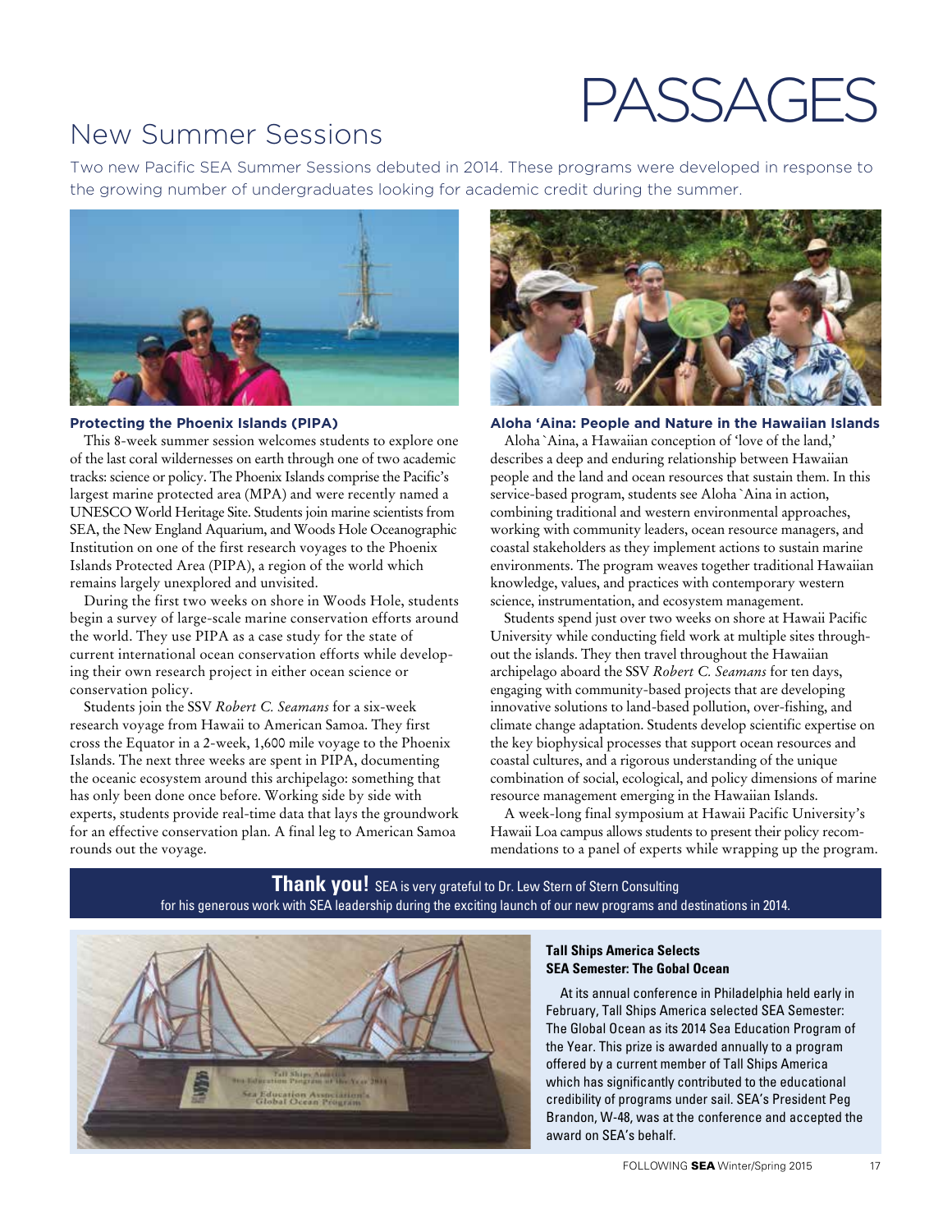# PASSAGES

## New Summer Sessions

Two new Pacific SEA Summer Sessions debuted in 2014. These programs were developed in response to the growing number of undergraduates looking for academic credit during the summer.

### Protecting the Phoenix Islands (PIPA)

This 8-week summer session welcomes students to explore one of the last coral wildernesses on earth through one of two academic tracks: science or policy. The Phoenix Islands comprise the Pacific's largest marine protected area (MPA) and were recently named a UNESCO World Heritage Site. Students join marine scientists from SEA, the New England Aquarium, and Woods Hole Oceanographic Institution on one of the first research voyages to the Phoenix Islands Protected Area (PIPA), a region of the world which remains largely unexplored and unvisited.

During the first two weeks on shore in Woods Hole, students begin a survey of large-scale marine conservation efforts around the world. They use PIPA as a case study for the state of current international ocean conservation efforts while developing their own research project in either ocean science or conservation policy.

Students join the SSV *Robert C. Seamans* for a six-week research voyage from Hawaii to American Samoa. They first cross the Equator in a 2-week, 1,600 mile voyage to the Phoenix Islands. The next three weeks are spent in PIPA, documenting the oceanic ecosystem around this archipelago: something that has only been done once before. Working side by side with experts, students provide real-time data that lays the groundwork for an effective conservation plan. A final leg to American Samoa rounds out the voyage.

### Aloha 'Aina: People and Nature in the Hawaiian Islands

Aloha `Aina, a Hawaiian conception of 'love of the land,' describes a deep and enduring relationship between Hawaiian people and the land and ocean resources that sustain them. In this service-based program, students see Aloha `Aina in action, combining traditional and western environmental approaches, working with community leaders, ocean resource managers, and coastal stakeholders as they implement actions to sustain marine environments. The program weaves together traditional Hawaiian knowledge, values, and practices with contemporary western science, instrumentation, and ecosystem management.

Students spend just over two weeks on shore at Hawaii Pacific University while conducting field work at multiple sites throughout the islands. They then travel throughout the Hawaiian archipelago aboard the SSV *Robert C. Seamans* for ten days, engaging with community-based projects that are developing innovative solutions to land-based pollution, over-fishing, and climate change adaptation. Students develop scientific expertise on the key biophysical processes that support ocean resources and coastal cultures, and a rigorous understanding of the unique combination of social, ecological, and policy dimensions of marine resource management emerging in the Hawaiian Islands.

A week-long final symposium at Hawaii Pacific University's Hawaii Loa campus allows students to present their policy recommendations to a panel of experts while wrapping up the program.

**Thank you!** SEA is very grateful to Dr. Lew Stern of Stern Consulting for his generous work with SEA leadership during the exciting launch of our new programs and destinations in 2014.

### Tall Ships America Selects SEA Semester: The Gobal Ocean

At its annual conference in Philadelphia held early in February, Tall Ships America selected SEA Semester: The Global Ocean as its 2014 Sea Education Program of the Year. This prize is awarded annually to a program offered by a current member of Tall Ships America which has significantly contributed to the educational credibility of programs under sail. SEA's President Peg Brandon, W-48, was at the conference and accepted the award on SEA's behalf.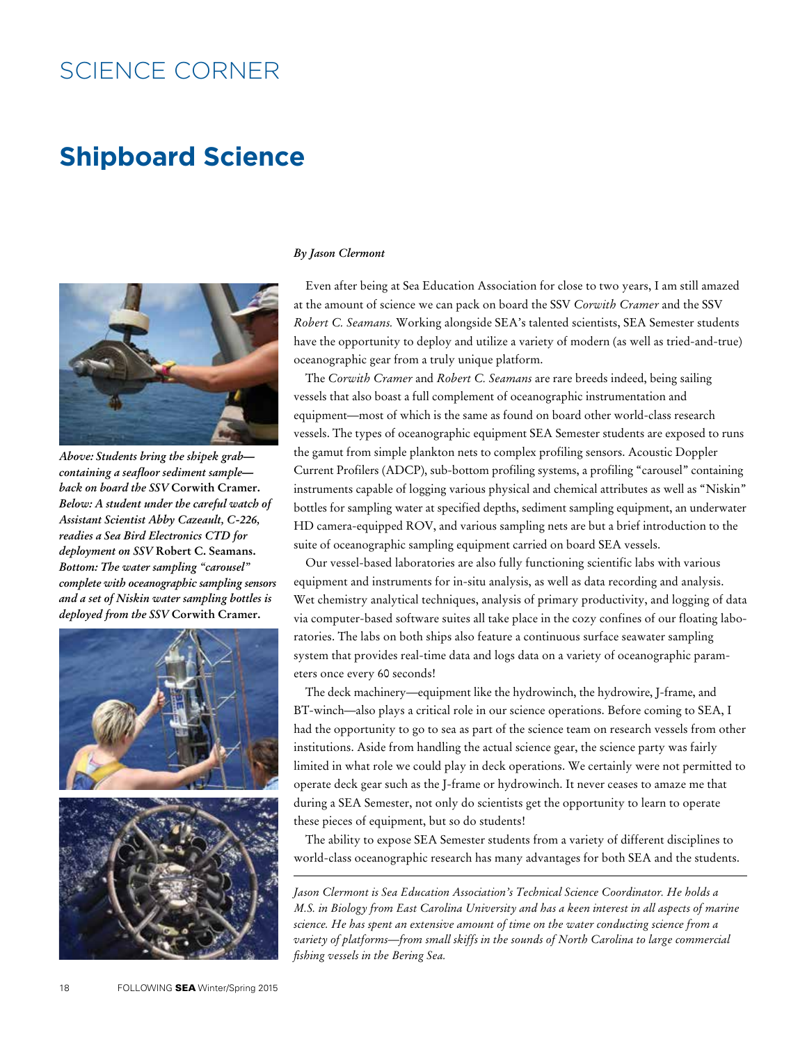# SCIENCE CORNER

## Shipboard Science

*Above: Students bring the shipek grab—containing a seafloor sediment sample—back on board the SSV* **Corwith Cramer.** *Below: A student under the careful watch of Assistant Scientist Abby Cazeault, C-226, readies a Sea Bird Electronics CTD for deployment on SSV* **Robert C. Seamans.** *Bottom: The water sampling "carousel" complete with oceanographic sampling sensors and a set of Niskin water sampling bottles is deployed from the SSV* **Corwith Cramer.**

*By Jason Clermont*

Even after being at Sea Education Association for close to two years, I am still amazed at the amount of science we can pack on board the SSV *Corwith Cramer* and the SSV *Robert C. Seamans.* Working alongside SEA's talented scientists, SEA Semester students have the opportunity to deploy and utilize a variety of modern (as well as tried-and-true) oceanographic gear from a truly unique platform.

The *Corwith Cramer* and *Robert C. Seamans* are rare breeds indeed, being sailing vessels that also boast a full complement of oceanographic instrumentation and equipment—most of which is the same as found on board other world-class research vessels. The types of oceanographic equipment SEA Semester students are exposed to runs the gamut from simple plankton nets to complex profiling sensors. Acoustic Doppler Current Profilers (ADCP), sub-bottom profiling systems, a profiling "carousel" containing instruments capable of logging various physical and chemical attributes as well as "Niskin" bottles for sampling water at specified depths, sediment sampling equipment, an underwater HD camera-equipped ROV, and various sampling nets are but a brief introduction to the suite of oceanographic sampling equipment carried on board SEA vessels.

Our vessel-based laboratories are also fully functioning scientific labs with various equipment and instruments for in-situ analysis, as well as data recording and analysis. Wet chemistry analytical techniques, analysis of primary productivity, and logging of data via computer-based software suites all take place in the cozy confines of our floating laboratories. The labs on both ships also feature a continuous surface seawater sampling system that provides real-time data and logs data on a variety of oceanographic parameters once every 60 seconds!

The deck machinery—equipment like the hydrowinch, the hydrowire, J-frame, and BT-winch—also plays a critical role in our science operations. Before coming to SEA, I had the opportunity to go to sea as part of the science team on research vessels from other institutions. Aside from handling the actual science gear, the science party was fairly limited in what role we could play in deck operations. We certainly were not permitted to operate deck gear such as the J-frame or hydrowinch. It never ceases to amaze me that during a SEA Semester, not only do scientists get the opportunity to learn to operate these pieces of equipment, but so do students!

The ability to expose SEA Semester students from a variety of different disciplines to world-class oceanographic research has many advantages for both SEA and the students.

---

*Jason Clermont is Sea Education Association's Technical Science Coordinator. He holds a M.S. in Biology from East Carolina University and has a keen interest in all aspects of marine science. He has spent an extensive amount of time on the water conducting science from a variety of platforms—from small skiffs in the sounds of North Carolina to large commercial fishing vessels in the Bering Sea.*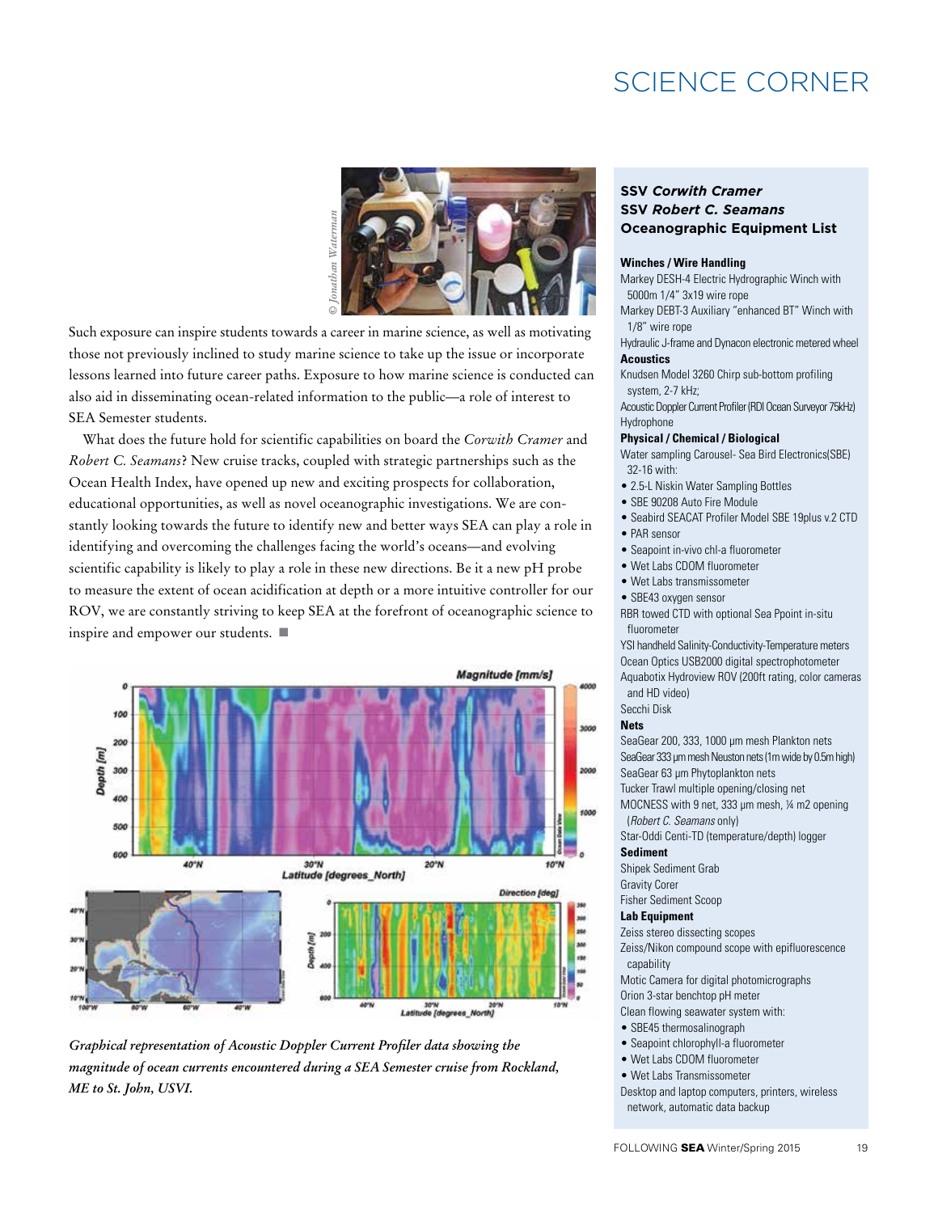Such exposure can inspire students towards a career in marine science, as well as motivating those not previously inclined to study marine science to take up the issue or incorporate lessons learned into future career paths. Exposure to how marine science is conducted can also aid in disseminating ocean-related information to the public—a role of interest to SEA Semester students.

What does the future hold for scientific capabilities on board the *Corwith Cramer* and *Robert C. Seamans*? New cruise tracks, coupled with strategic partnerships such as the Ocean Health Index, have opened up new and exciting prospects for collaboration, educational opportunities, as well as novel oceanographic investigations. We are constantly looking towards the future to identify new and better ways SEA can play a role in identifying and overcoming the challenges facing the world's oceans—and evolving scientific capability is likely to play a role in these new directions. Be it a new pH probe to measure the extent of ocean acidification at depth or a more intuitive controller for our ROV, we are constantly striving to keep SEA at the forefront of oceanographic science to inspire and empower our students. ■

*Graphical representation of Acoustic Doppler Current Profiler data showing the magnitude of ocean currents encountered during a SEA Semester cruise from Rockland, ME to St. John, USVI.*

### SSV *Corwith Cramer*
### SSV *Robert C. Seamans*
### Oceanographic Equipment List

**Winches / Wire Handling**

Markey DESH-4 Electric Hydrographic Winch with 5000m 1/4" 3x19 wire rope

Markey DEBT-3 Auxiliary "enhanced BT" Winch with 1/8" wire rope

Hydraulic J-frame and Dynacon electronic metered wheel

**Acoustics**

Knudsen Model 3260 Chirp sub-bottom profiling system, 2-7 kHz;

Acoustic Doppler Current Profiler (RDI Ocean Surveyor 75kHz)

Hydrophone

**Physical / Chemical / Biological**

Water sampling Carousel- Sea Bird Electronics(SBE) 32-16 with:

- 2.5-L Niskin Water Sampling Bottles
- SBE 90208 Auto Fire Module
- Seabird SEACAT Profiler Model SBE 19plus v.2 CTD
- PAR sensor
- Seapoint in-vivo chl-a fluorometer
- Wet Labs CDOM fluorometer
- Wet Labs transmissometer
- SBE43 oxygen sensor

RBR towed CTD with optional Sea Ppoint in-situ fluorometer

YSI handheld Salinity-Conductivity-Temperature meters

Ocean Optics USB2000 digital spectrophotometer

Aquabotix Hydroview ROV (200ft rating, color cameras and HD video)

Secchi Disk

**Nets**

SeaGear 200, 333, 1000 µm mesh Plankton nets

SeaGear 333 µm mesh Neuston nets (1m wide by 0.5m high)

SeaGear 63 µm Phytoplankton nets

Tucker Trawl multiple opening/closing net

MOCNESS with 9 net, 333 µm mesh, ¼ m2 opening (*Robert C. Seamans* only)

Star-Oddi Centi-TD (temperature/depth) logger

**Sediment**

Shipek Sediment Grab

Gravity Corer

Fisher Sediment Scoop

**Lab Equipment**

Zeiss stereo dissecting scopes

Zeiss/Nikon compound scope with epifluorescence capability

Motic Camera for digital photomicrographs

Orion 3-star benchtop pH meter

Clean flowing seawater system with:

- SBE45 thermosalinograph
- Seapoint chlorophyll-a fluorometer
- Wet Labs CDOM fluorometer
- Wet Labs Transmissometer

Desktop and laptop computers, printers, wireless network, automatic data backup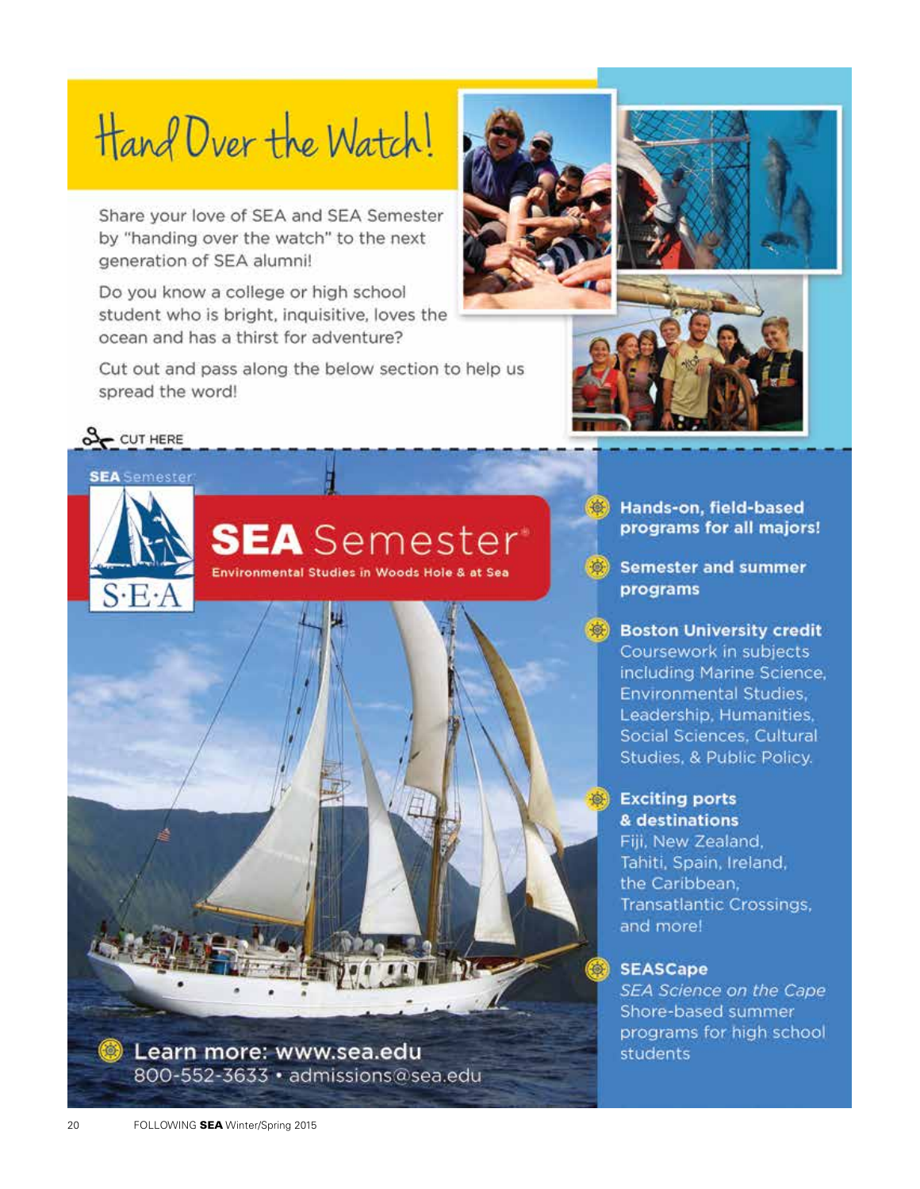# Hand Over the Watch!

Share your love of SEA and SEA Semester by "handing over the watch" to the next generation of SEA alumni!

Do you know a college or high school student who is bright, inquisitive, loves the ocean and has a thirst for adventure?

Cut out and pass along the below section to help us spread the word!

CUT HERE

---

## SEA Semester®

**Environmental Studies in Woods Hole & at Sea**

- **Hands-on, field-based programs for all majors!**
- **Semester and summer programs**
- **Boston University credit** Coursework in subjects including Marine Science, Environmental Studies, Leadership, Humanities, Social Sciences, Cultural Studies, & Public Policy.
- **Exciting ports & destinations** Fiji, New Zealand, Tahiti, Spain, Ireland, the Caribbean, Transatlantic Crossings, and more!
- **SEASCape** *SEA Science on the Cape* Shore-based summer programs for high school students

**Learn more: www.sea.edu**
800-552-3633 • admissions@sea.edu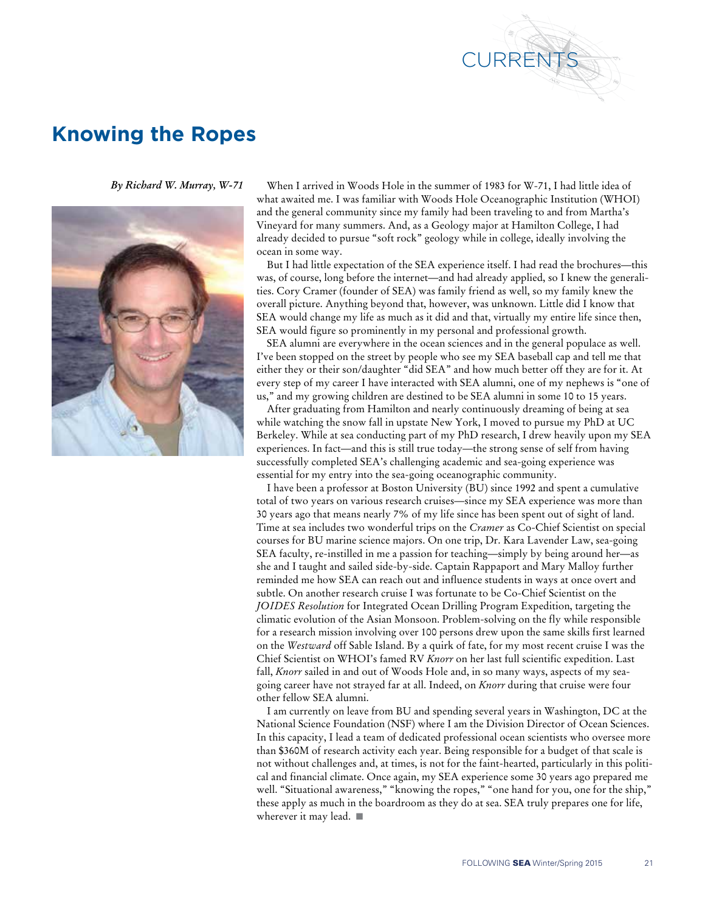# Knowing the Ropes

*By Richard W. Murray, W-71*

When I arrived in Woods Hole in the summer of 1983 for W-71, I had little idea of what awaited me. I was familiar with Woods Hole Oceanographic Institution (WHOI) and the general community since my family had been traveling to and from Martha's Vineyard for many summers. And, as a Geology major at Hamilton College, I had already decided to pursue "soft rock" geology while in college, ideally involving the ocean in some way.

But I had little expectation of the SEA experience itself. I had read the brochures—this was, of course, long before the internet—and had already applied, so I knew the generalities. Cory Cramer (founder of SEA) was family friend as well, so my family knew the overall picture. Anything beyond that, however, was unknown. Little did I know that SEA would change my life as much as it did and that, virtually my entire life since then, SEA would figure so prominently in my personal and professional growth.

SEA alumni are everywhere in the ocean sciences and in the general populace as well. I've been stopped on the street by people who see my SEA baseball cap and tell me that either they or their son/daughter "did SEA" and how much better off they are for it. At every step of my career I have interacted with SEA alumni, one of my nephews is "one of us," and my growing children are destined to be SEA alumni in some 10 to 15 years.

After graduating from Hamilton and nearly continuously dreaming of being at sea while watching the snow fall in upstate New York, I moved to pursue my PhD at UC Berkeley. While at sea conducting part of my PhD research, I drew heavily upon my SEA experiences. In fact—and this is still true today—the strong sense of self from having successfully completed SEA's challenging academic and sea-going experience was essential for my entry into the sea-going oceanographic community.

I have been a professor at Boston University (BU) since 1992 and spent a cumulative total of two years on various research cruises—since my SEA experience was more than 30 years ago that means nearly 7% of my life since has been spent out of sight of land. Time at sea includes two wonderful trips on the *Cramer* as Co-Chief Scientist on special courses for BU marine science majors. On one trip, Dr. Kara Lavender Law, sea-going SEA faculty, re-instilled in me a passion for teaching—simply by being around her—as she and I taught and sailed side-by-side. Captain Rappaport and Mary Malloy further reminded me how SEA can reach out and influence students in ways at once overt and subtle. On another research cruise I was fortunate to be Co-Chief Scientist on the *JOIDES Resolution* for Integrated Ocean Drilling Program Expedition, targeting the climatic evolution of the Asian Monsoon. Problem-solving on the fly while responsible for a research mission involving over 100 persons drew upon the same skills first learned on the *Westward* off Sable Island. By a quirk of fate, for my most recent cruise I was the Chief Scientist on WHOI's famed RV *Knorr* on her last full scientific expedition. Last fall, *Knorr* sailed in and out of Woods Hole and, in so many ways, aspects of my sea-going career have not strayed far at all. Indeed, on *Knorr* during that cruise were four other fellow SEA alumni.

I am currently on leave from BU and spending several years in Washington, DC at the National Science Foundation (NSF) where I am the Division Director of Ocean Sciences. In this capacity, I lead a team of dedicated professional ocean scientists who oversee more than $360M of research activity each year. Being responsible for a budget of that scale is not without challenges and, at times, is not for the faint-hearted, particularly in this political and financial climate. Once again, my SEA experience some 30 years ago prepared me well. "Situational awareness," "knowing the ropes," "one hand for you, one for the ship," these apply as much in the boardroom as they do at sea. SEA truly prepares one for life, wherever it may lead. ■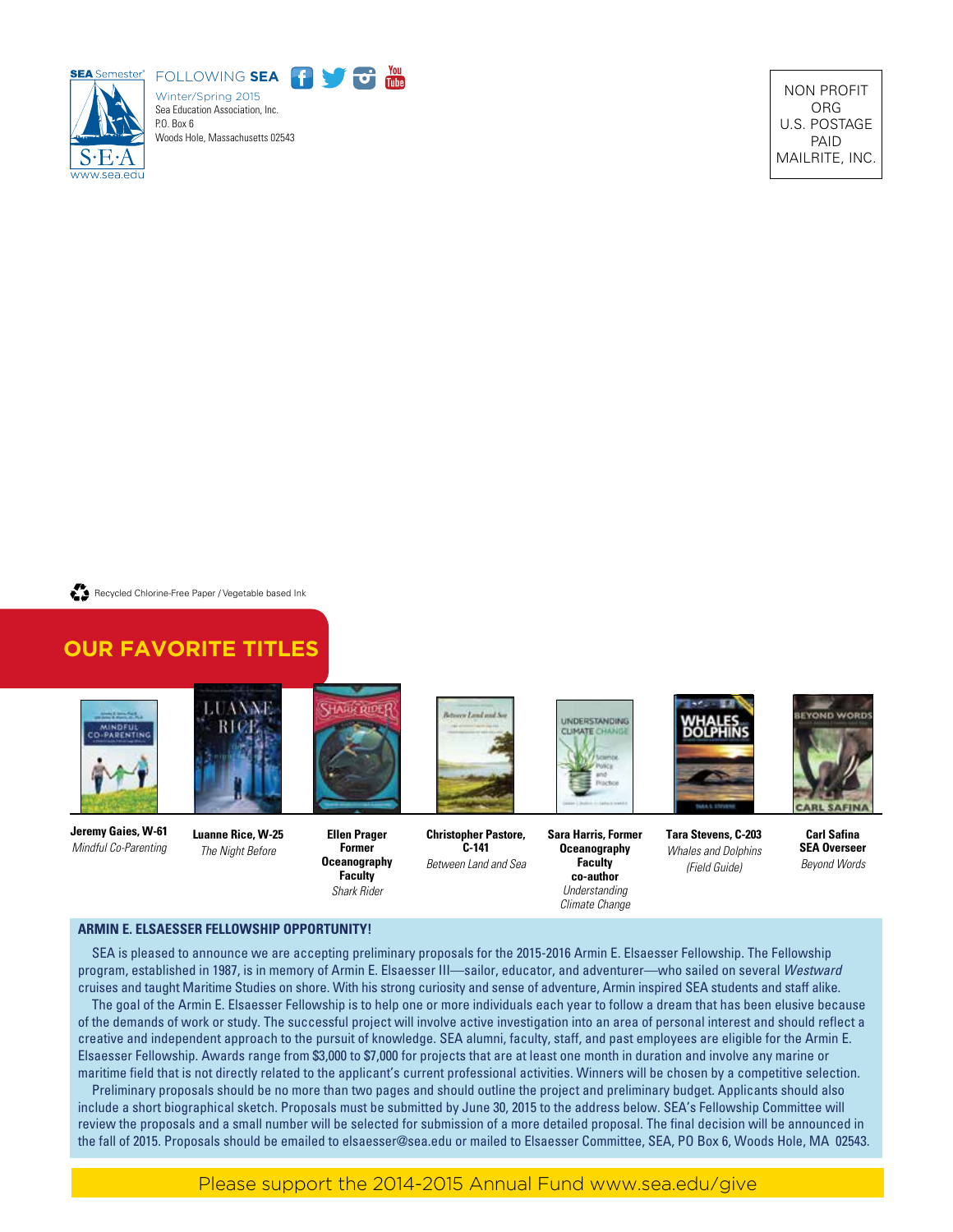SEA Semester®

FOLLOWING **SEA**

Winter/Spring 2015

Sea Education Association, Inc.
P.O. Box 6
Woods Hole, Massachusetts 02543

www.sea.edu

NON PROFIT ORG
U.S. POSTAGE PAID
MAILRITE, INC.

Recycled Chlorine-Free Paper / Vegetable based Ink

## OUR FAVORITE TITLES

**Jeremy Gaies, W-61**
*Mindful Co-Parenting*

**Luanne Rice, W-25**
*The Night Before*

**Ellen Prager Former Oceanography Faculty**
*Shark Rider*

**Christopher Pastore, C-141**
*Between Land and Sea*

**Sara Harris, Former Oceanography Faculty co-author**
*Understanding Climate Change*

**Tara Stevens, C-203**
*Whales and Dolphins (Field Guide)*

**Carl Safina SEA Overseer**
*Beyond Words*

### ARMIN E. ELSAESSER FELLOWSHIP OPPORTUNITY!

SEA is pleased to announce we are accepting preliminary proposals for the 2015-2016 Armin E. Elsaesser Fellowship. The Fellowship program, established in 1987, is in memory of Armin E. Elsaesser III—sailor, educator, and adventurer—who sailed on several *Westward* cruises and taught Maritime Studies on shore. With his strong curiosity and sense of adventure, Armin inspired SEA students and staff alike.

The goal of the Armin E. Elsaesser Fellowship is to help one or more individuals each year to follow a dream that has been elusive because of the demands of work or study. The successful project will involve active investigation into an area of personal interest and should reflect a creative and independent approach to the pursuit of knowledge. SEA alumni, faculty, staff, and past employees are eligible for the Armin E. Elsaesser Fellowship. Awards range from $3,000 to $7,000 for projects that are at least one month in duration and involve any marine or maritime field that is not directly related to the applicant's current professional activities. Winners will be chosen by a competitive selection.

Preliminary proposals should be no more than two pages and should outline the project and preliminary budget. Applicants should also include a short biographical sketch. Proposals must be submitted by June 30, 2015 to the address below. SEA's Fellowship Committee will review the proposals and a small number will be selected for submission of a more detailed proposal. The final decision will be announced in the fall of 2015. Proposals should be emailed to elsaesser@sea.edu or mailed to Elsaesser Committee, SEA, PO Box 6, Woods Hole, MA 02543.

Please support the 2014-2015 Annual Fund www.sea.edu/give